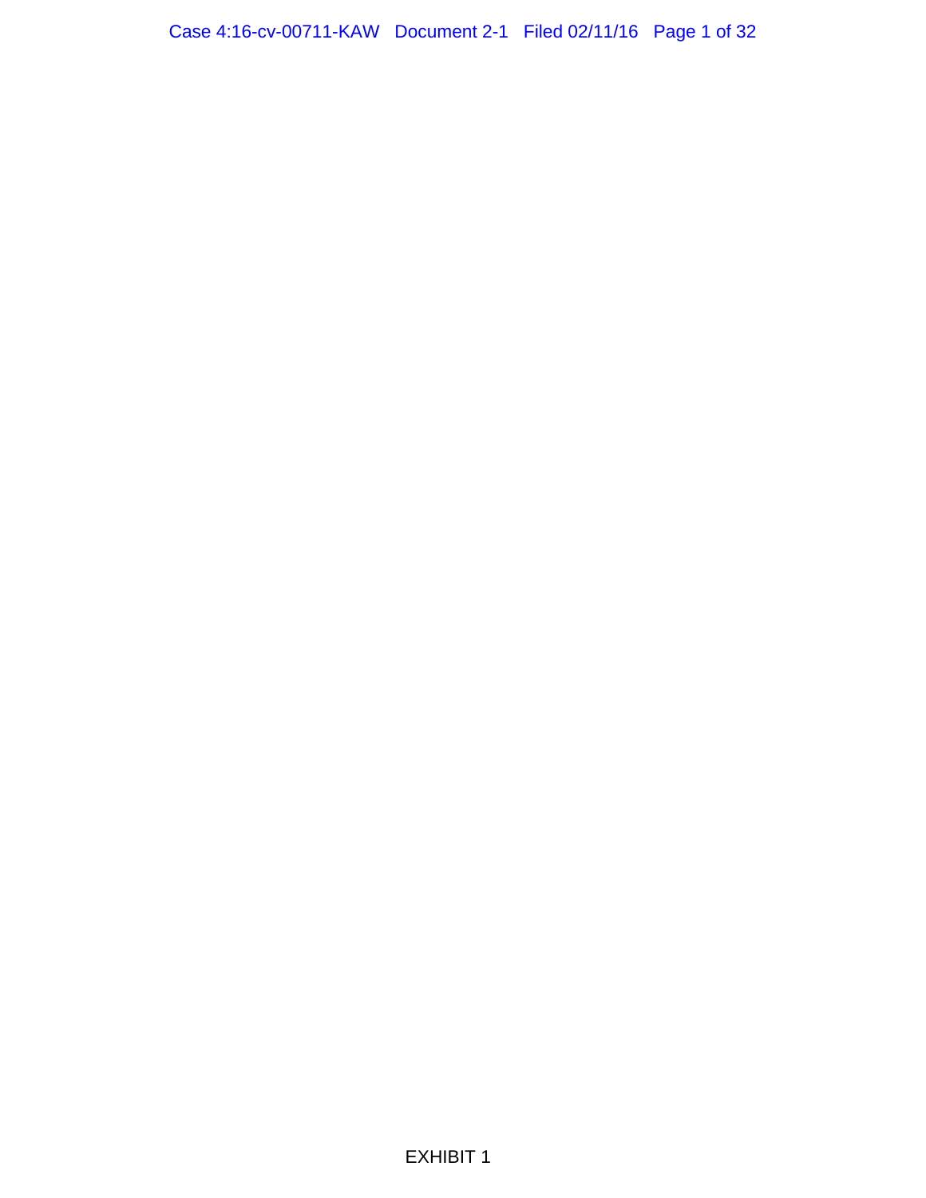EXHIBIT 1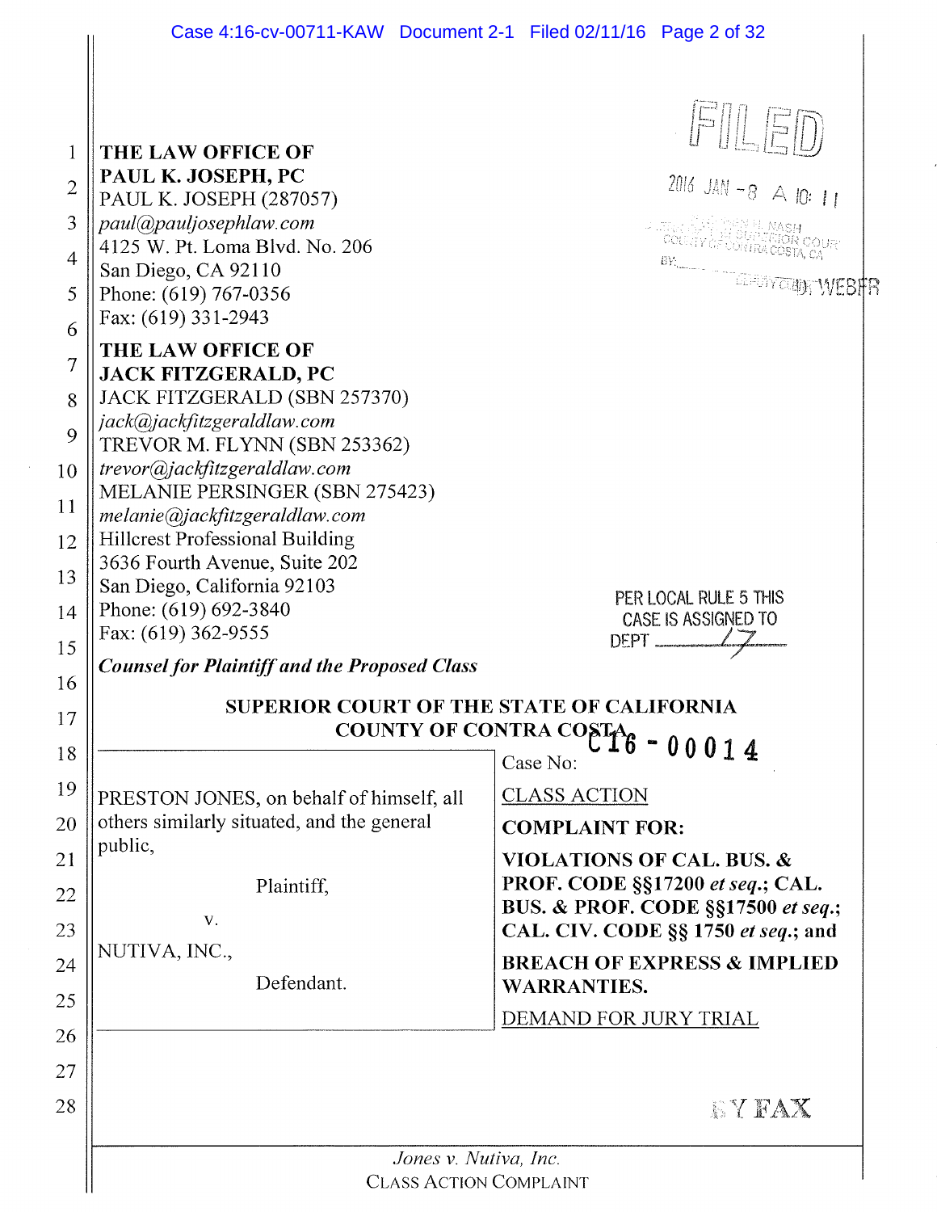THE LAW OFFICE OF
**PAUL K. JOSEPH, PC**
PAUL K. JOSEPH (287057)
*paul@pauljosephlaw.com*
4125 W. Pt. Loma Blvd. No. 206
San Diego, CA 92110
Phone: (619) 767-0356
Fax: (619) 331-2943

**THE LAW OFFICE OF**
**JACK FITZGERALD, PC**
JACK FITZGERALD (SBN 257370)
*jack@jackfitzgeraldlaw.com*
TREVOR M. FLYNN (SBN 253362)
*trevor@jackfitzgeraldlaw.com*
MELANIE PERSINGER (SBN 275423)
*melanie@jackfitzgeraldlaw.com*
Hillcrest Professional Building
3636 Fourth Avenue, Suite 202
San Diego, California 92103
Phone: (619) 692-3840
Fax: (619) 362-9555

***Counsel for Plaintiff and the Proposed Class***

FILED
2016 JAN -8 A 10: 11
DEPUTY CLERK WEBER

PER LOCAL RULE 5 THIS CASE IS ASSIGNED TO DEPT 17

**SUPERIOR COURT OF THE STATE OF CALIFORNIA**
**COUNTY OF CONTRA COSTA**

| | |
|---|---|
| PRESTON JONES, on behalf of himself, all others similarly situated, and the general public,<br><br>Plaintiff,<br><br>v.<br><br>NUTIVA, INC.,<br><br>Defendant. | Case No: C16 - 00014<br><br>CLASS ACTION<br><br>**COMPLAINT FOR:**<br><br>**VIOLATIONS OF CAL. BUS. & PROF. CODE §§17200 *et seq.*; CAL. BUS. & PROF. CODE §§17500 *et seq.*; CAL. CIV. CODE §§ 1750 *et seq.*; and BREACH OF EXPRESS & IMPLIED WARRANTIES.**<br><br>DEMAND FOR JURY TRIAL |

BY FAX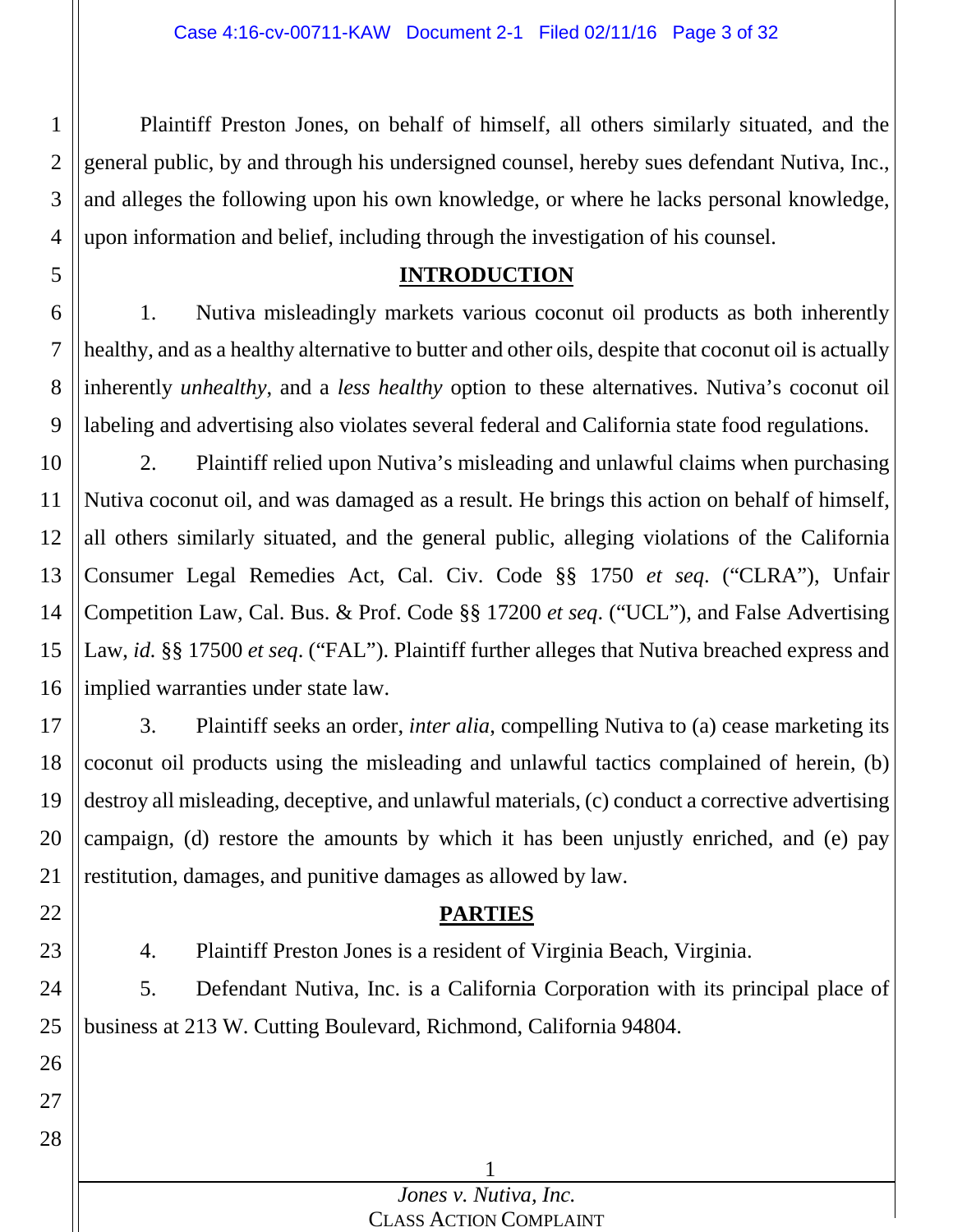Plaintiff Preston Jones, on behalf of himself, all others similarly situated, and the general public, by and through his undersigned counsel, hereby sues defendant Nutiva, Inc., and alleges the following upon his own knowledge, or where he lacks personal knowledge, upon information and belief, including through the investigation of his counsel.

## INTRODUCTION

1. Nutiva misleadingly markets various coconut oil products as both inherently healthy, and as a healthy alternative to butter and other oils, despite that coconut oil is actually inherently *unhealthy*, and a *less healthy* option to these alternatives. Nutiva's coconut oil labeling and advertising also violates several federal and California state food regulations.

2. Plaintiff relied upon Nutiva's misleading and unlawful claims when purchasing Nutiva coconut oil, and was damaged as a result. He brings this action on behalf of himself, all others similarly situated, and the general public, alleging violations of the California Consumer Legal Remedies Act, Cal. Civ. Code §§ 1750 *et seq*. ("CLRA"), Unfair Competition Law, Cal. Bus. & Prof. Code §§ 17200 *et seq*. ("UCL"), and False Advertising Law, *id.* §§ 17500 *et seq*. ("FAL"). Plaintiff further alleges that Nutiva breached express and implied warranties under state law.

3. Plaintiff seeks an order, *inter alia,* compelling Nutiva to (a) cease marketing its coconut oil products using the misleading and unlawful tactics complained of herein, (b) destroy all misleading, deceptive, and unlawful materials, (c) conduct a corrective advertising campaign, (d) restore the amounts by which it has been unjustly enriched, and (e) pay restitution, damages, and punitive damages as allowed by law.

## PARTIES

4. Plaintiff Preston Jones is a resident of Virginia Beach, Virginia.

5. Defendant Nutiva, Inc. is a California Corporation with its principal place of business at 213 W. Cutting Boulevard, Richmond, California 94804.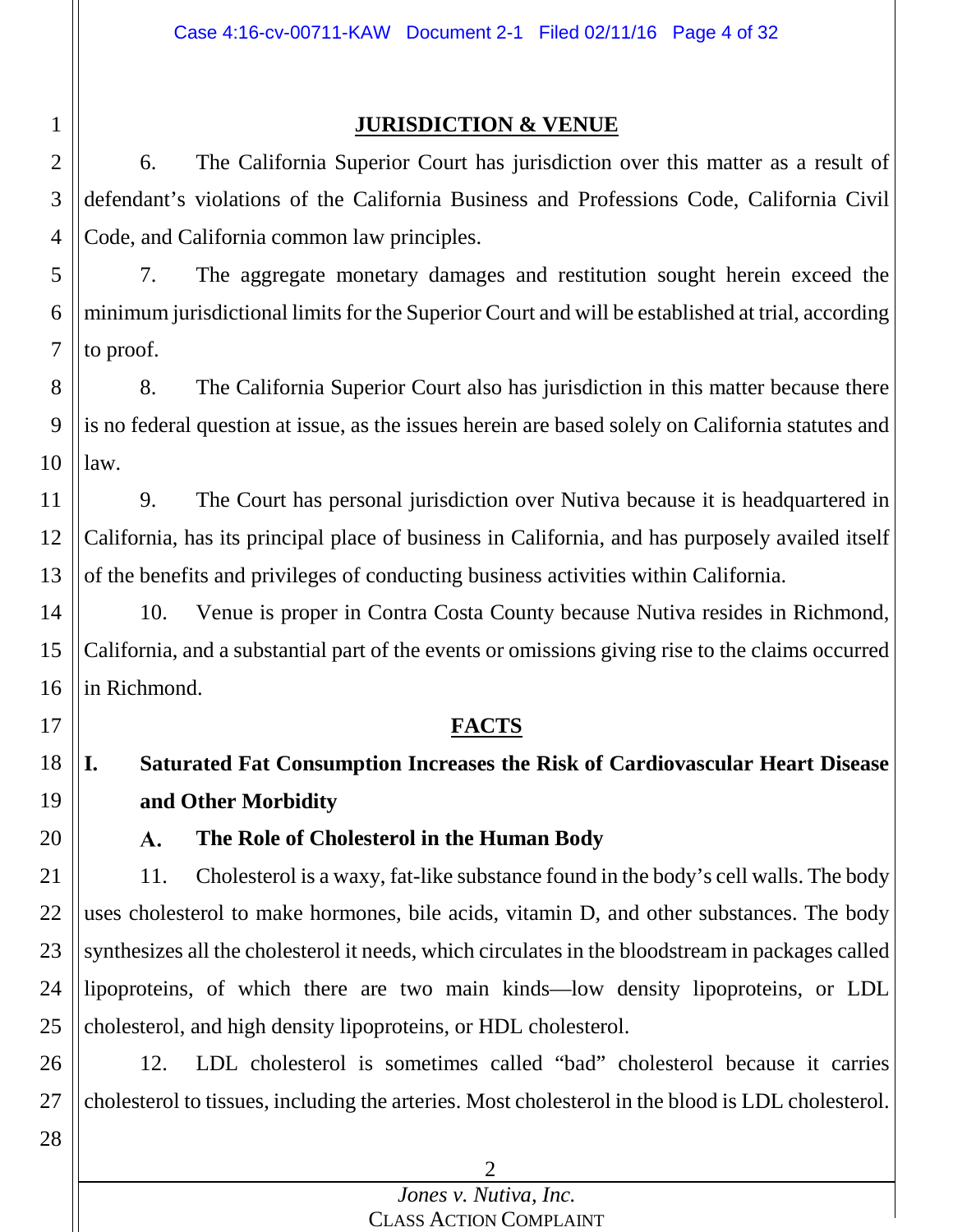## JURISDICTION & VENUE

6. The California Superior Court has jurisdiction over this matter as a result of defendant's violations of the California Business and Professions Code, California Civil Code, and California common law principles.

7. The aggregate monetary damages and restitution sought herein exceed the minimum jurisdictional limits for the Superior Court and will be established at trial, according to proof.

8. The California Superior Court also has jurisdiction in this matter because there is no federal question at issue, as the issues herein are based solely on California statutes and law.

9. The Court has personal jurisdiction over Nutiva because it is headquartered in California, has its principal place of business in California, and has purposely availed itself of the benefits and privileges of conducting business activities within California.

10. Venue is proper in Contra Costa County because Nutiva resides in Richmond, California, and a substantial part of the events or omissions giving rise to the claims occurred in Richmond.

## FACTS

### I. Saturated Fat Consumption Increases the Risk of Cardiovascular Heart Disease and Other Morbidity

#### A. The Role of Cholesterol in the Human Body

11. Cholesterol is a waxy, fat-like substance found in the body's cell walls. The body uses cholesterol to make hormones, bile acids, vitamin D, and other substances. The body synthesizes all the cholesterol it needs, which circulates in the bloodstream in packages called lipoproteins, of which there are two main kinds—low density lipoproteins, or LDL cholesterol, and high density lipoproteins, or HDL cholesterol.

12. LDL cholesterol is sometimes called "bad" cholesterol because it carries cholesterol to tissues, including the arteries. Most cholesterol in the blood is LDL cholesterol.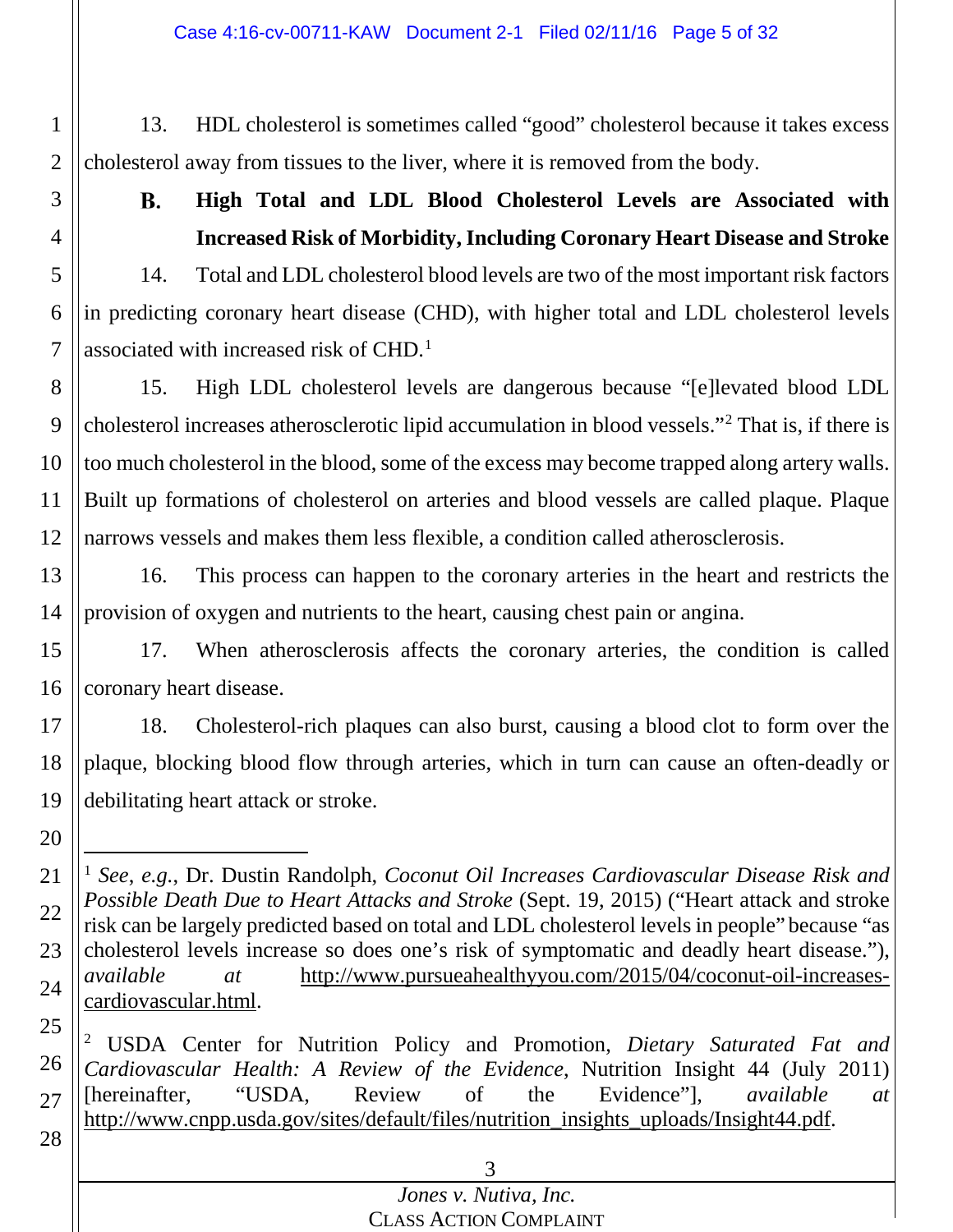13. HDL cholesterol is sometimes called "good" cholesterol because it takes excess cholesterol away from tissues to the liver, where it is removed from the body.

### B. High Total and LDL Blood Cholesterol Levels are Associated with Increased Risk of Morbidity, Including Coronary Heart Disease and Stroke

14. Total and LDL cholesterol blood levels are two of the most important risk factors in predicting coronary heart disease (CHD), with higher total and LDL cholesterol levels associated with increased risk of CHD.[1]

15. High LDL cholesterol levels are dangerous because "[e]levated blood LDL cholesterol increases atherosclerotic lipid accumulation in blood vessels."[2] That is, if there is too much cholesterol in the blood, some of the excess may become trapped along artery walls. Built up formations of cholesterol on arteries and blood vessels are called plaque. Plaque narrows vessels and makes them less flexible, a condition called atherosclerosis.

16. This process can happen to the coronary arteries in the heart and restricts the provision of oxygen and nutrients to the heart, causing chest pain or angina.

17. When atherosclerosis affects the coronary arteries, the condition is called coronary heart disease.

18. Cholesterol-rich plaques can also burst, causing a blood clot to form over the plaque, blocking blood flow through arteries, which in turn can cause an often-deadly or debilitating heart attack or stroke.

---

[1] *See, e.g.*, Dr. Dustin Randolph, *Coconut Oil Increases Cardiovascular Disease Risk and Possible Death Due to Heart Attacks and Stroke* (Sept. 19, 2015) ("Heart attack and stroke risk can be largely predicted based on total and LDL cholesterol levels in people" because "as cholesterol levels increase so does one's risk of symptomatic and deadly heart disease."), *available at* http://www.pursueahealthyyou.com/2015/04/coconut-oil-increases-cardiovascular.html.

[2] USDA Center for Nutrition Policy and Promotion, *Dietary Saturated Fat and Cardiovascular Health: A Review of the Evidence*, Nutrition Insight 44 (July 2011) [hereinafter, "USDA, Review of the Evidence"], *available at* http://www.cnpp.usda.gov/sites/default/files/nutrition_insights_uploads/Insight44.pdf.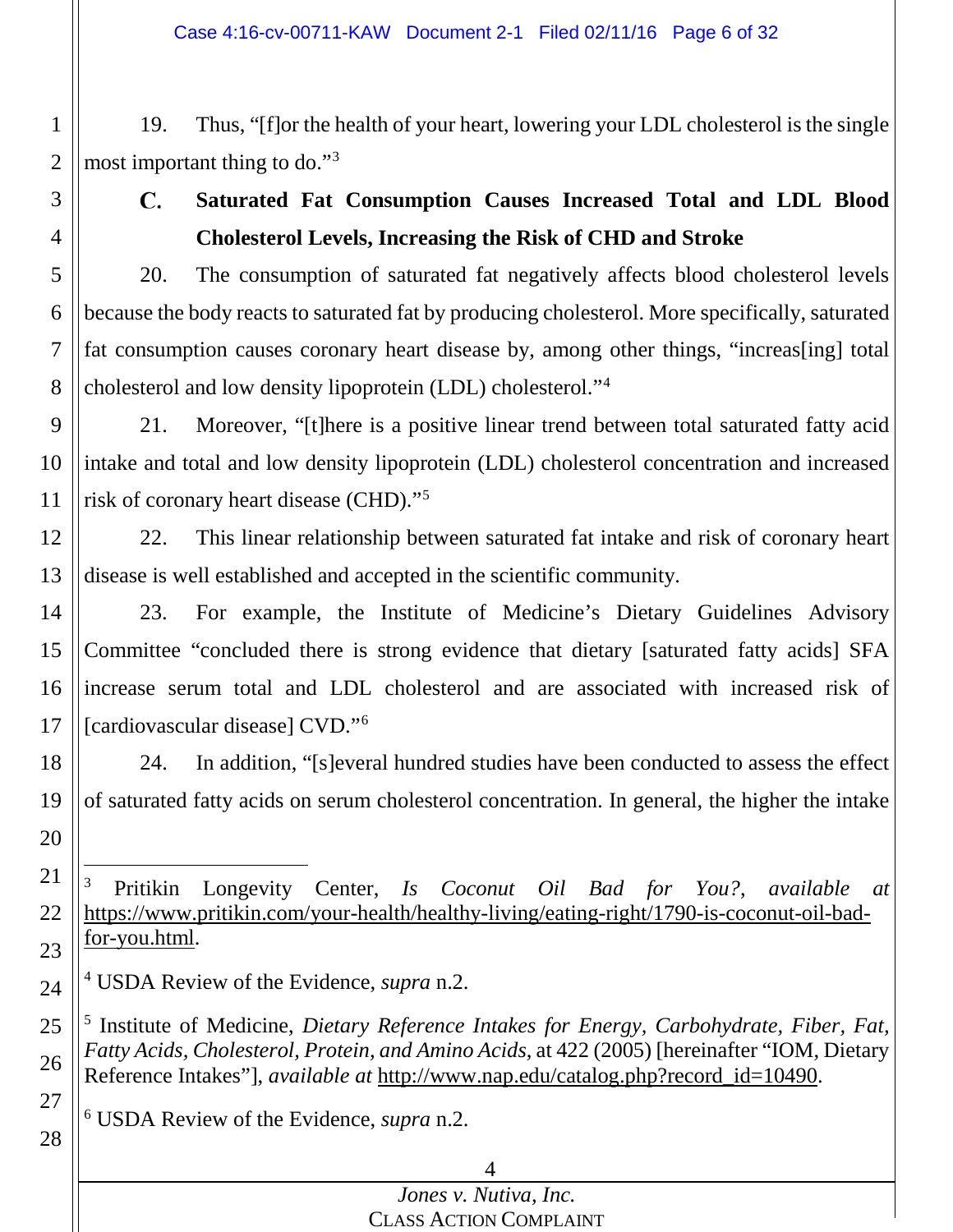19. Thus, "[f]or the health of your heart, lowering your LDL cholesterol is the single most important thing to do."[3]

### C. Saturated Fat Consumption Causes Increased Total and LDL Blood Cholesterol Levels, Increasing the Risk of CHD and Stroke

20. The consumption of saturated fat negatively affects blood cholesterol levels because the body reacts to saturated fat by producing cholesterol. More specifically, saturated fat consumption causes coronary heart disease by, among other things, "increas[ing] total cholesterol and low density lipoprotein (LDL) cholesterol."[4]

21. Moreover, "[t]here is a positive linear trend between total saturated fatty acid intake and total and low density lipoprotein (LDL) cholesterol concentration and increased risk of coronary heart disease (CHD)."[5]

22. This linear relationship between saturated fat intake and risk of coronary heart disease is well established and accepted in the scientific community.

23. For example, the Institute of Medicine's Dietary Guidelines Advisory Committee "concluded there is strong evidence that dietary [saturated fatty acids] SFA increase serum total and LDL cholesterol and are associated with increased risk of [cardiovascular disease] CVD."[6]

24. In addition, "[s]everal hundred studies have been conducted to assess the effect of saturated fatty acids on serum cholesterol concentration. In general, the higher the intake

---

[3] Pritikin Longevity Center, *Is Coconut Oil Bad for You?*, *available at* https://www.pritikin.com/your-health/healthy-living/eating-right/1790-is-coconut-oil-bad-for-you.html.

[4] USDA Review of the Evidence, *supra* n.2.

[5] Institute of Medicine, *Dietary Reference Intakes for Energy, Carbohydrate, Fiber, Fat, Fatty Acids, Cholesterol, Protein, and Amino Acids*, at 422 (2005) [hereinafter "IOM, Dietary Reference Intakes"], *available at* http://www.nap.edu/catalog.php?record_id=10490.

[6] USDA Review of the Evidence, *supra* n.2.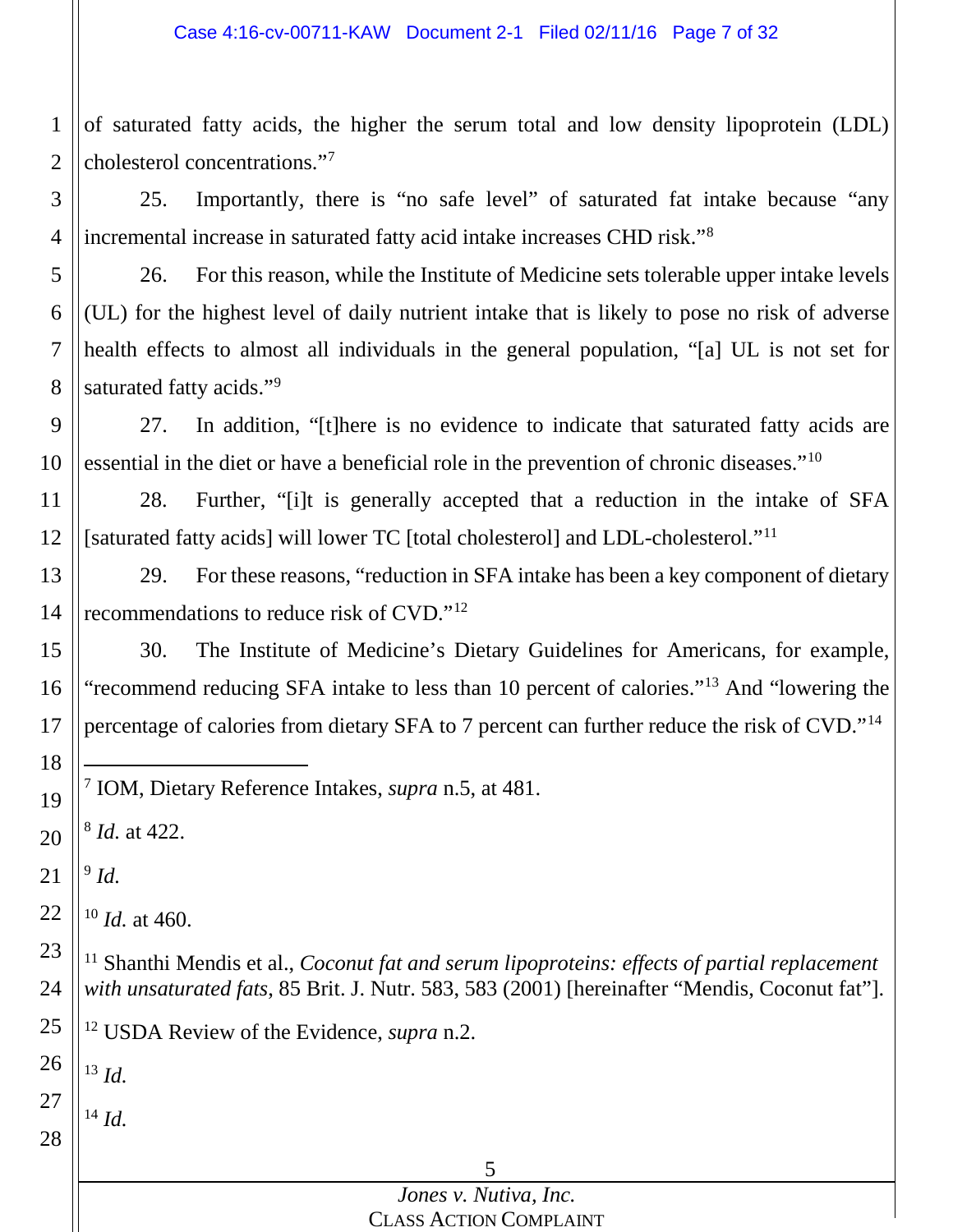of saturated fatty acids, the higher the serum total and low density lipoprotein (LDL) cholesterol concentrations."[7]

25. Importantly, there is "no safe level" of saturated fat intake because "any incremental increase in saturated fatty acid intake increases CHD risk."[8]

26. For this reason, while the Institute of Medicine sets tolerable upper intake levels (UL) for the highest level of daily nutrient intake that is likely to pose no risk of adverse health effects to almost all individuals in the general population, "[a] UL is not set for saturated fatty acids."[9]

27. In addition, "[t]here is no evidence to indicate that saturated fatty acids are essential in the diet or have a beneficial role in the prevention of chronic diseases."[10]

28. Further, "[i]t is generally accepted that a reduction in the intake of SFA [saturated fatty acids] will lower TC [total cholesterol] and LDL-cholesterol."[11]

29. For these reasons, "reduction in SFA intake has been a key component of dietary recommendations to reduce risk of CVD."[12]

30. The Institute of Medicine's Dietary Guidelines for Americans, for example, "recommend reducing SFA intake to less than 10 percent of calories."[13] And "lowering the percentage of calories from dietary SFA to 7 percent can further reduce the risk of CVD."[14]

---

[7] IOM, Dietary Reference Intakes, *supra* n.5, at 481.

[8] *Id.* at 422.

[9] *Id.*

[10] *Id.* at 460.

[11] Shanthi Mendis et al., *Coconut fat and serum lipoproteins: effects of partial replacement with unsaturated fats*, 85 Brit. J. Nutr. 583, 583 (2001) [hereinafter "Mendis, Coconut fat"].

[12] USDA Review of the Evidence, *supra* n.2.

[13] *Id.*

[14] *Id.*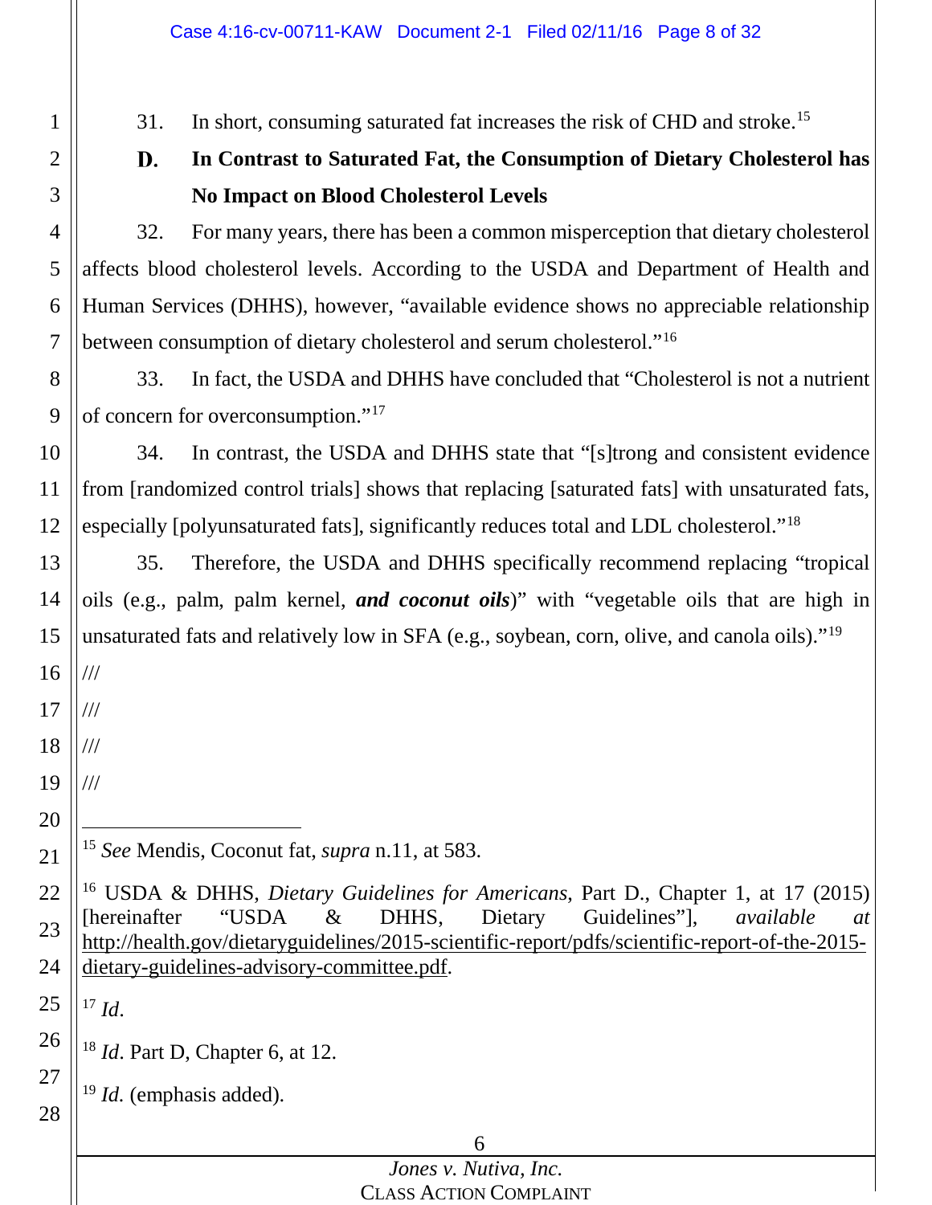31. In short, consuming saturated fat increases the risk of CHD and stroke.[15]

### D. In Contrast to Saturated Fat, the Consumption of Dietary Cholesterol has No Impact on Blood Cholesterol Levels

32. For many years, there has been a common misperception that dietary cholesterol affects blood cholesterol levels. According to the USDA and Department of Health and Human Services (DHHS), however, "available evidence shows no appreciable relationship between consumption of dietary cholesterol and serum cholesterol."[16]

33. In fact, the USDA and DHHS have concluded that "Cholesterol is not a nutrient of concern for overconsumption."[17]

34. In contrast, the USDA and DHHS state that "[s]trong and consistent evidence from [randomized control trials] shows that replacing [saturated fats] with unsaturated fats, especially [polyunsaturated fats], significantly reduces total and LDL cholesterol."[18]

35. Therefore, the USDA and DHHS specifically recommend replacing "tropical oils (e.g., palm, palm kernel, ***and coconut oils***)" with "vegetable oils that are high in unsaturated fats and relatively low in SFA (e.g., soybean, corn, olive, and canola oils)."[19]

///

///

///

///

---

[15] *See* Mendis, Coconut fat, *supra* n.11, at 583.

[16] USDA & DHHS, *Dietary Guidelines for Americans*, Part D., Chapter 1, at 17 (2015) [hereinafter "USDA & DHHS, Dietary Guidelines"], *available at* http://health.gov/dietaryguidelines/2015-scientific-report/pdfs/scientific-report-of-the-2015-dietary-guidelines-advisory-committee.pdf.

[17] *Id*.

[18] *Id*. Part D, Chapter 6, at 12.

[19] *Id.* (emphasis added).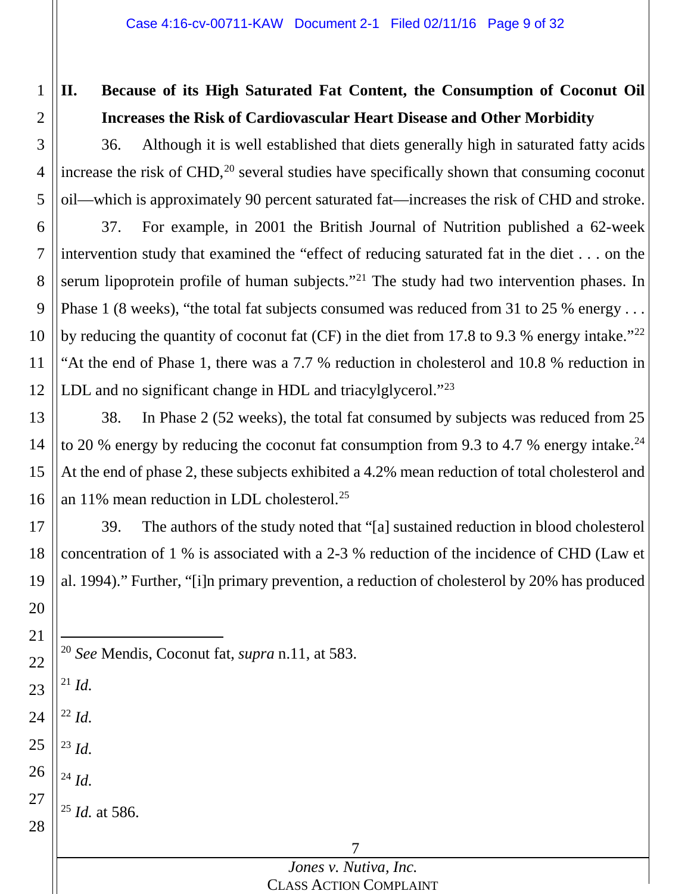## II. Because of its High Saturated Fat Content, the Consumption of Coconut Oil Increases the Risk of Cardiovascular Heart Disease and Other Morbidity

36. Although it is well established that diets generally high in saturated fatty acids increase the risk of CHD,[20] several studies have specifically shown that consuming coconut oil—which is approximately 90 percent saturated fat—increases the risk of CHD and stroke.

37. For example, in 2001 the British Journal of Nutrition published a 62-week intervention study that examined the "effect of reducing saturated fat in the diet . . . on the serum lipoprotein profile of human subjects."[21] The study had two intervention phases. In Phase 1 (8 weeks), "the total fat subjects consumed was reduced from 31 to 25 % energy . . . by reducing the quantity of coconut fat (CF) in the diet from 17.8 to 9.3 % energy intake."[22] "At the end of Phase 1, there was a 7.7 % reduction in cholesterol and 10.8 % reduction in LDL and no significant change in HDL and triacylglycerol."[23]

38. In Phase 2 (52 weeks), the total fat consumed by subjects was reduced from 25 to 20 % energy by reducing the coconut fat consumption from 9.3 to 4.7 % energy intake.[24] At the end of phase 2, these subjects exhibited a 4.2% mean reduction of total cholesterol and an 11% mean reduction in LDL cholesterol.[25]

39. The authors of the study noted that "[a] sustained reduction in blood cholesterol concentration of 1 % is associated with a 2-3 % reduction of the incidence of CHD (Law et al. 1994)." Further, "[i]n primary prevention, a reduction of cholesterol by 20% has produced

---

[20] *See* Mendis, Coconut fat, *supra* n.11, at 583.

[21] *Id.*

[22] *Id.*

[23] *Id.*

[24] *Id.*

[25] *Id.* at 586.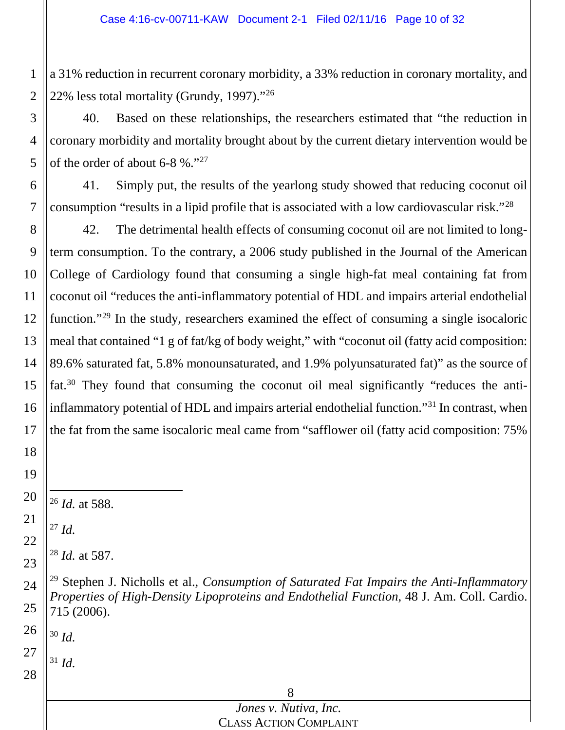a 31% reduction in recurrent coronary morbidity, a 33% reduction in coronary mortality, and 22% less total mortality (Grundy, 1997)."[26]

40. Based on these relationships, the researchers estimated that "the reduction in coronary morbidity and mortality brought about by the current dietary intervention would be of the order of about 6-8 %."[27]

41. Simply put, the results of the yearlong study showed that reducing coconut oil consumption "results in a lipid profile that is associated with a low cardiovascular risk."[28]

42. The detrimental health effects of consuming coconut oil are not limited to long-term consumption. To the contrary, a 2006 study published in the Journal of the American College of Cardiology found that consuming a single high-fat meal containing fat from coconut oil "reduces the anti-inflammatory potential of HDL and impairs arterial endothelial function."[29] In the study, researchers examined the effect of consuming a single isocaloric meal that contained "1 g of fat/kg of body weight," with "coconut oil (fatty acid composition: 89.6% saturated fat, 5.8% monounsaturated, and 1.9% polyunsaturated fat)" as the source of fat.[30] They found that consuming the coconut oil meal significantly "reduces the anti-inflammatory potential of HDL and impairs arterial endothelial function."[31] In contrast, when the fat from the same isocaloric meal came from "safflower oil (fatty acid composition: 75%

---

[26] *Id.* at 588.

[27] *Id.*

[28] *Id.* at 587.

[29] Stephen J. Nicholls et al., *Consumption of Saturated Fat Impairs the Anti-Inflammatory Properties of High-Density Lipoproteins and Endothelial Function*, 48 J. Am. Coll. Cardio. 715 (2006).

[30] *Id.*

[31] *Id.*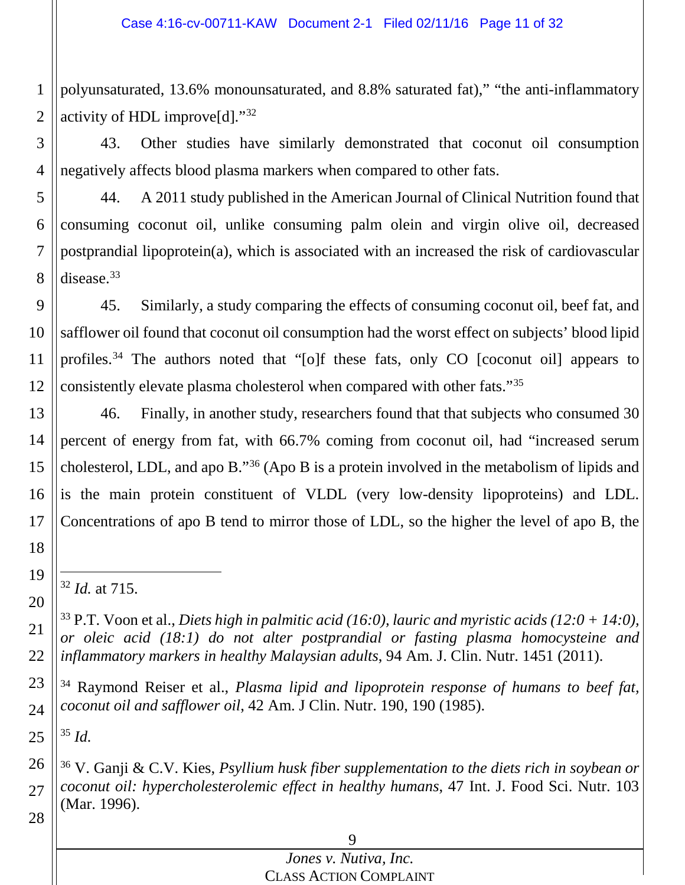polyunsaturated, 13.6% monounsaturated, and 8.8% saturated fat)," "the anti-inflammatory activity of HDL improve[d]."[32]

43. Other studies have similarly demonstrated that coconut oil consumption negatively affects blood plasma markers when compared to other fats.

44. A 2011 study published in the American Journal of Clinical Nutrition found that consuming coconut oil, unlike consuming palm olein and virgin olive oil, decreased postprandial lipoprotein(a), which is associated with an increased the risk of cardiovascular disease.[33]

45. Similarly, a study comparing the effects of consuming coconut oil, beef fat, and safflower oil found that coconut oil consumption had the worst effect on subjects' blood lipid profiles.[34] The authors noted that "[o]f these fats, only CO [coconut oil] appears to consistently elevate plasma cholesterol when compared with other fats."[35]

46. Finally, in another study, researchers found that that subjects who consumed 30 percent of energy from fat, with 66.7% coming from coconut oil, had "increased serum cholesterol, LDL, and apo B."[36] (Apo B is a protein involved in the metabolism of lipids and is the main protein constituent of VLDL (very low-density lipoproteins) and LDL. Concentrations of apo B tend to mirror those of LDL, so the higher the level of apo B, the

---

[32] *Id.* at 715.

[33] P.T. Voon et al., *Diets high in palmitic acid (16:0), lauric and myristic acids (12:0 + 14:0), or oleic acid (18:1) do not alter postprandial or fasting plasma homocysteine and inflammatory markers in healthy Malaysian adults*, 94 Am. J. Clin. Nutr. 1451 (2011).

[34] Raymond Reiser et al., *Plasma lipid and lipoprotein response of humans to beef fat, coconut oil and safflower oil*, 42 Am. J Clin. Nutr. 190, 190 (1985).

[35] *Id.*

[36] V. Ganji & C.V. Kies, *Psyllium husk fiber supplementation to the diets rich in soybean or coconut oil: hypercholesterolemic effect in healthy humans*, 47 Int. J. Food Sci. Nutr. 103 (Mar. 1996).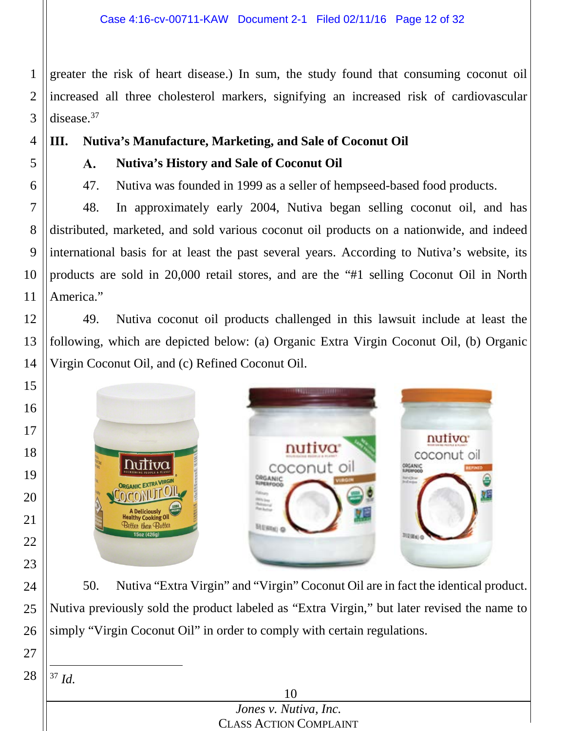greater the risk of heart disease.) In sum, the study found that consuming coconut oil increased all three cholesterol markers, signifying an increased risk of cardiovascular disease.[37]

## III. Nutiva's Manufacture, Marketing, and Sale of Coconut Oil

### A. Nutiva's History and Sale of Coconut Oil

47. Nutiva was founded in 1999 as a seller of hempseed-based food products.

48. In approximately early 2004, Nutiva began selling coconut oil, and has distributed, marketed, and sold various coconut oil products on a nationwide, and indeed international basis for at least the past several years. According to Nutiva's website, its products are sold in 20,000 retail stores, and are the "#1 selling Coconut Oil in North America."

49. Nutiva coconut oil products challenged in this lawsuit include at least the following, which are depicted below: (a) Organic Extra Virgin Coconut Oil, (b) Organic Virgin Coconut Oil, and (c) Refined Coconut Oil.

50. Nutiva "Extra Virgin" and "Virgin" Coconut Oil are in fact the identical product. Nutiva previously sold the product labeled as "Extra Virgin," but later revised the name to simply "Virgin Coconut Oil" in order to comply with certain regulations.

---

[37] *Id.*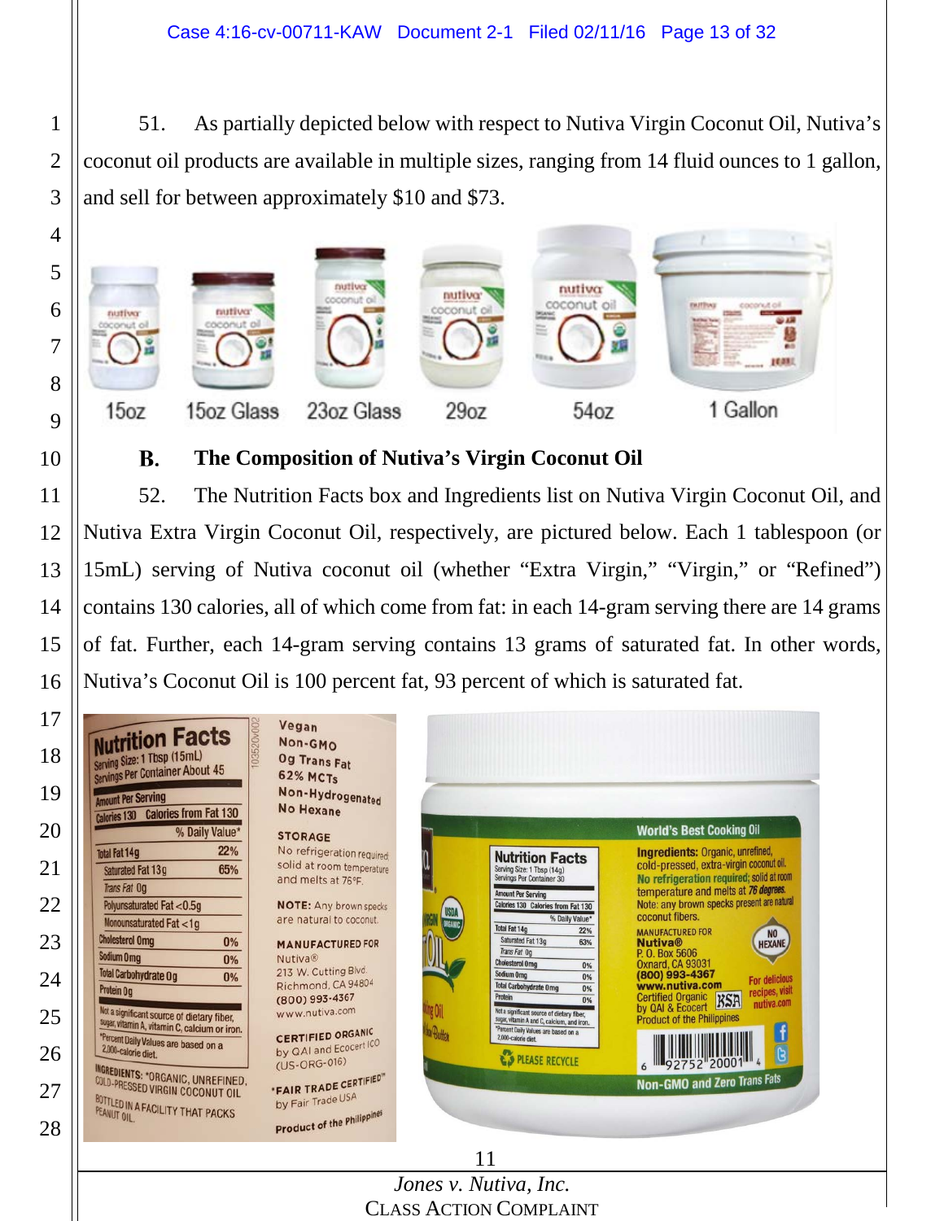51. As partially depicted below with respect to Nutiva Virgin Coconut Oil, Nutiva's coconut oil products are available in multiple sizes, ranging from 14 fluid ounces to 1 gallon, and sell for between approximately $10 and $73.

15oz | 15oz Glass | 23oz Glass | 29oz | 54oz | 1 Gallon

### B. The Composition of Nutiva's Virgin Coconut Oil

52. The Nutrition Facts box and Ingredients list on Nutiva Virgin Coconut Oil, and Nutiva Extra Virgin Coconut Oil, respectively, are pictured below. Each 1 tablespoon (or 15mL) serving of Nutiva coconut oil (whether "Extra Virgin," "Virgin," or "Refined") contains 130 calories, all of which come from fat: in each 14-gram serving there are 14 grams of fat. Further, each 14-gram serving contains 13 grams of saturated fat. In other words, Nutiva's Coconut Oil is 100 percent fat, 93 percent of which is saturated fat.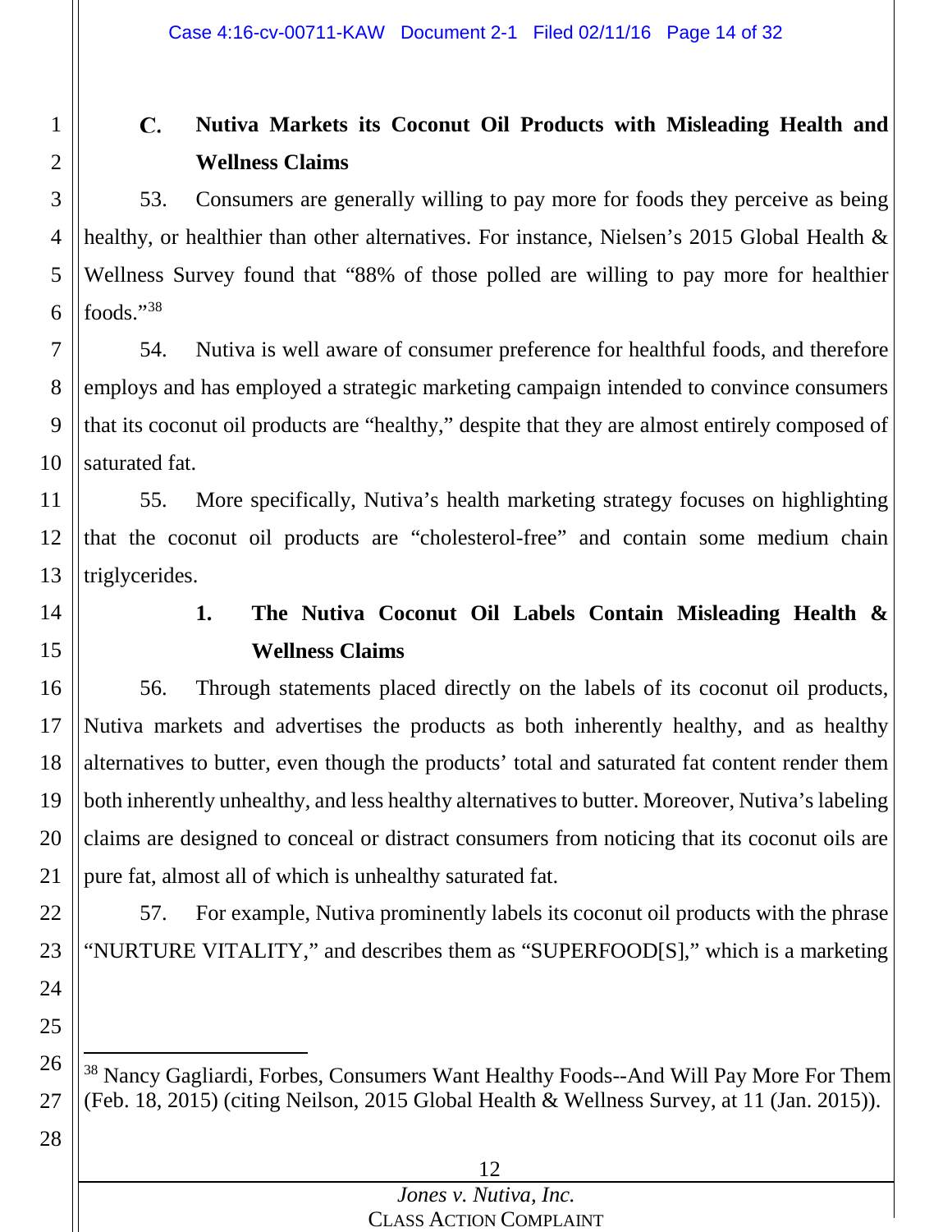### C. Nutiva Markets its Coconut Oil Products with Misleading Health and Wellness Claims

53. Consumers are generally willing to pay more for foods they perceive as being healthy, or healthier than other alternatives. For instance, Nielsen's 2015 Global Health & Wellness Survey found that "88% of those polled are willing to pay more for healthier foods."[38]

54. Nutiva is well aware of consumer preference for healthful foods, and therefore employs and has employed a strategic marketing campaign intended to convince consumers that its coconut oil products are "healthy," despite that they are almost entirely composed of saturated fat.

55. More specifically, Nutiva's health marketing strategy focuses on highlighting that the coconut oil products are "cholesterol-free" and contain some medium chain triglycerides.

#### 1. The Nutiva Coconut Oil Labels Contain Misleading Health & Wellness Claims

56. Through statements placed directly on the labels of its coconut oil products, Nutiva markets and advertises the products as both inherently healthy, and as healthy alternatives to butter, even though the products' total and saturated fat content render them both inherently unhealthy, and less healthy alternatives to butter. Moreover, Nutiva's labeling claims are designed to conceal or distract consumers from noticing that its coconut oils are pure fat, almost all of which is unhealthy saturated fat.

57. For example, Nutiva prominently labels its coconut oil products with the phrase "NURTURE VITALITY," and describes them as "SUPERFOOD[S]," which is a marketing

---

[38] Nancy Gagliardi, Forbes, Consumers Want Healthy Foods--And Will Pay More For Them (Feb. 18, 2015) (citing Neilson, 2015 Global Health & Wellness Survey, at 11 (Jan. 2015)).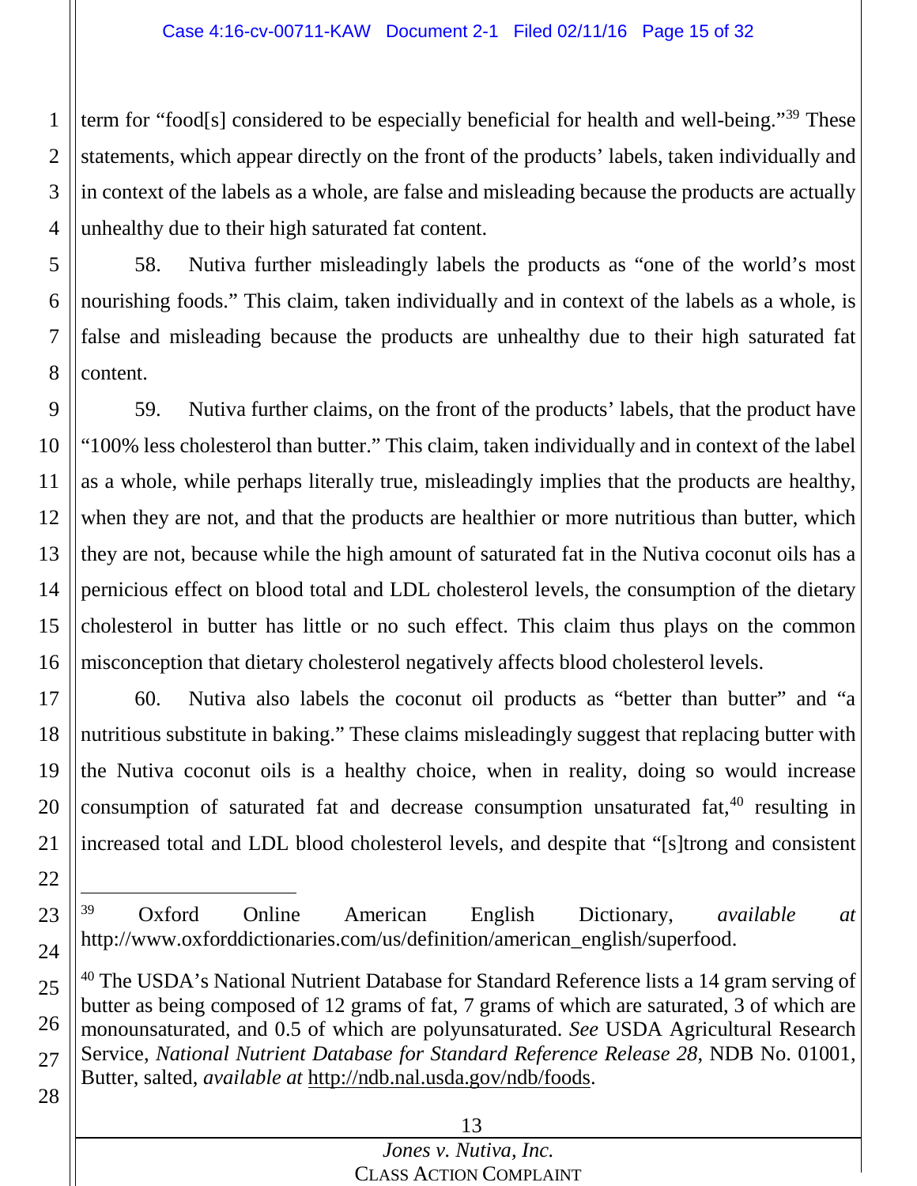term for "food[s] considered to be especially beneficial for health and well-being."[39] These statements, which appear directly on the front of the products' labels, taken individually and in context of the labels as a whole, are false and misleading because the products are actually unhealthy due to their high saturated fat content.

58. Nutiva further misleadingly labels the products as "one of the world's most nourishing foods." This claim, taken individually and in context of the labels as a whole, is false and misleading because the products are unhealthy due to their high saturated fat content.

59. Nutiva further claims, on the front of the products' labels, that the product have "100% less cholesterol than butter." This claim, taken individually and in context of the label as a whole, while perhaps literally true, misleadingly implies that the products are healthy, when they are not, and that the products are healthier or more nutritious than butter, which they are not, because while the high amount of saturated fat in the Nutiva coconut oils has a pernicious effect on blood total and LDL cholesterol levels, the consumption of the dietary cholesterol in butter has little or no such effect. This claim thus plays on the common misconception that dietary cholesterol negatively affects blood cholesterol levels.

60. Nutiva also labels the coconut oil products as "better than butter" and "a nutritious substitute in baking." These claims misleadingly suggest that replacing butter with the Nutiva coconut oils is a healthy choice, when in reality, doing so would increase consumption of saturated fat and decrease consumption unsaturated fat,[40] resulting in increased total and LDL blood cholesterol levels, and despite that "[s]trong and consistent

---

[39] Oxford Online American English Dictionary, *available at* http://www.oxforddictionaries.com/us/definition/american_english/superfood.

[40] The USDA's National Nutrient Database for Standard Reference lists a 14 gram serving of butter as being composed of 12 grams of fat, 7 grams of which are saturated, 3 of which are monounsaturated, and 0.5 of which are polyunsaturated. *See* USDA Agricultural Research Service, *National Nutrient Database for Standard Reference Release 28*, NDB No. 01001, Butter, salted, *available at* http://ndb.nal.usda.gov/ndb/foods.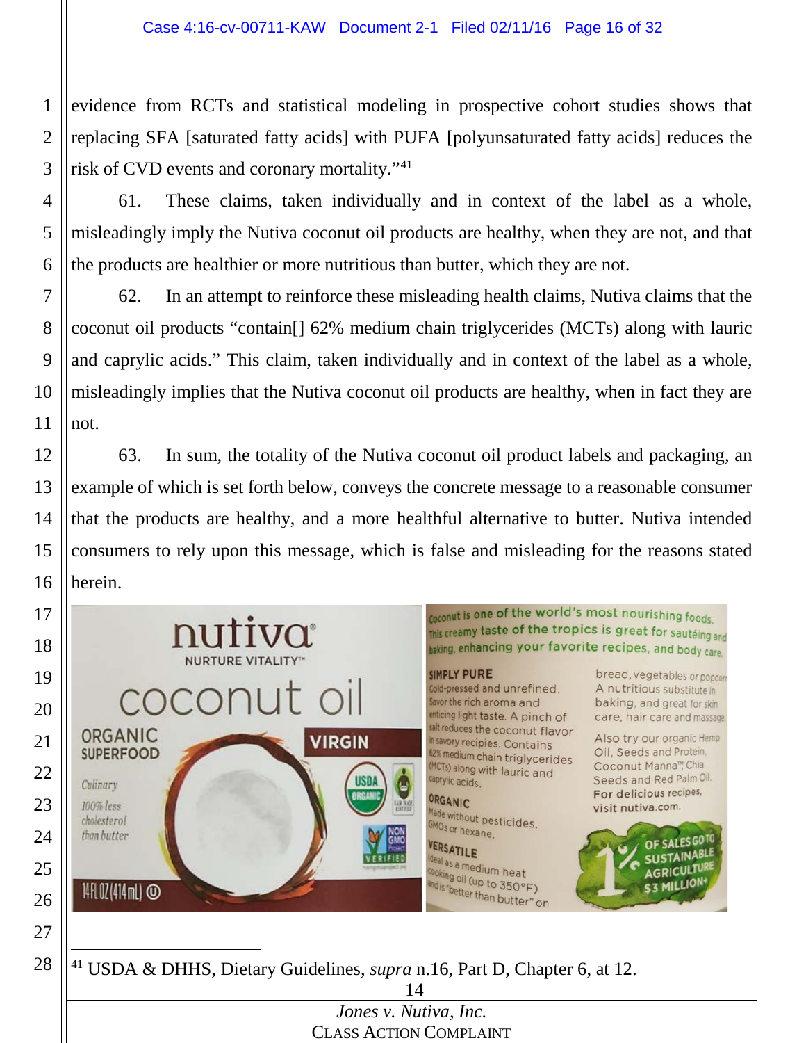evidence from RCTs and statistical modeling in prospective cohort studies shows that replacing SFA [saturated fatty acids] with PUFA [polyunsaturated fatty acids] reduces the risk of CVD events and coronary mortality."[41]

61. These claims, taken individually and in context of the label as a whole, misleadingly imply the Nutiva coconut oil products are healthy, when they are not, and that the products are healthier or more nutritious than butter, which they are not.

62. In an attempt to reinforce these misleading health claims, Nutiva claims that the coconut oil products "contain[] 62% medium chain triglycerides (MCTs) along with lauric and caprylic acids." This claim, taken individually and in context of the label as a whole, misleadingly implies that the Nutiva coconut oil products are healthy, when in fact they are not.

63. In sum, the totality of the Nutiva coconut oil product labels and packaging, an example of which is set forth below, conveys the concrete message to a reasonable consumer that the products are healthy, and a more healthful alternative to butter. Nutiva intended consumers to rely upon this message, which is false and misleading for the reasons stated herein.

nutiva®
NURTURE VITALITY™

coconut oil

ORGANIC SUPERFOOD

VIRGIN

Culinary

100% less cholesterol than butter

14 FL OZ (414 mL) Ⓤ

Coconut is one of the world's most nourishing foods. This creamy taste of the tropics is great for sautéing and baking, enhancing your favorite recipes, and body care.

SIMPLY PURE
Cold-pressed and unrefined. Savor the rich aroma and enticing light taste. A pinch of salt reduces the coconut flavor in savory recipes. Contains 62% medium chain triglycerides (MCTs) along with lauric and caprylic acids.

ORGANIC
Made without pesticides, GMOs or hexane.

VERSATILE
Ideal as a medium heat cooking oil (up to 350°F) and is "better than butter" on bread, vegetables or popcorn. A nutritious substitute in baking, and great for skin care, hair care and massage.

Also try our organic Hemp Oil, Seeds and Protein, Coconut Manna™, Chia Seeds and Red Palm Oil. For delicious recipes, visit nutiva.com.

1% OF SALES GO TO SUSTAINABLE AGRICULTURE $3 MILLION+

---

[41] USDA & DHHS, Dietary Guidelines, *supra* n.16, Part D, Chapter 6, at 12.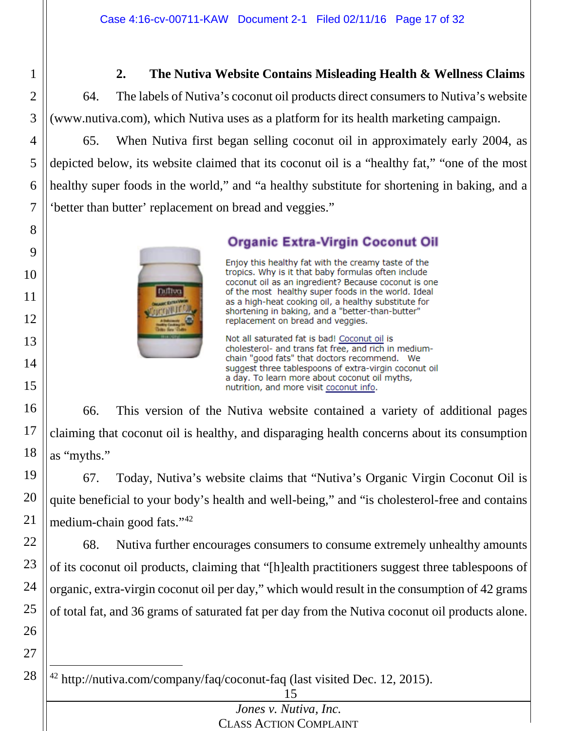### 2. The Nutiva Website Contains Misleading Health & Wellness Claims

64. The labels of Nutiva's coconut oil products direct consumers to Nutiva's website (www.nutiva.com), which Nutiva uses as a platform for its health marketing campaign.

65. When Nutiva first began selling coconut oil in approximately early 2004, as depicted below, its website claimed that its coconut oil is a "healthy fat," "one of the most healthy super foods in the world," and "a healthy substitute for shortening in baking, and a 'better than butter' replacement on bread and veggies."

**Organic Extra-Virgin Coconut Oil**

Enjoy this healthy fat with the creamy taste of the tropics. Why is it that baby formulas often include coconut oil as an ingredient? Because coconut is one of the most healthy super foods in the world. Ideal as a high-heat cooking oil, a healthy substitute for shortening in baking, and a "better-than-butter" replacement on bread and veggies.

Not all saturated fat is bad! Coconut oil is cholesterol- and trans fat free, and rich in medium-chain "good fats" that doctors recommend. We suggest three tablespoons of extra-virgin coconut oil a day. To learn more about coconut oil myths, nutrition, and more visit coconut info.

66. This version of the Nutiva website contained a variety of additional pages claiming that coconut oil is healthy, and disparaging health concerns about its consumption as "myths."

67. Today, Nutiva's website claims that "Nutiva's Organic Virgin Coconut Oil is quite beneficial to your body's health and well-being," and "is cholesterol-free and contains medium-chain good fats."[42]

68. Nutiva further encourages consumers to consume extremely unhealthy amounts of its coconut oil products, claiming that "[h]ealth practitioners suggest three tablespoons of organic, extra-virgin coconut oil per day," which would result in the consumption of 42 grams of total fat, and 36 grams of saturated fat per day from the Nutiva coconut oil products alone.

---

[42] http://nutiva.com/company/faq/coconut-faq (last visited Dec. 12, 2015).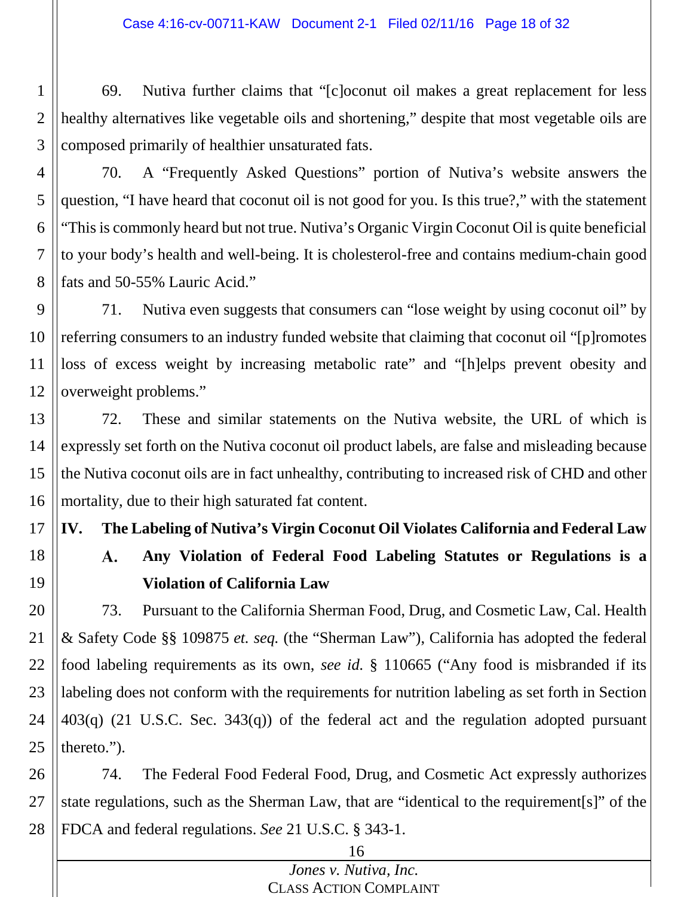69. Nutiva further claims that "[c]oconut oil makes a great replacement for less healthy alternatives like vegetable oils and shortening," despite that most vegetable oils are composed primarily of healthier unsaturated fats.

70. A "Frequently Asked Questions" portion of Nutiva's website answers the question, "I have heard that coconut oil is not good for you. Is this true?," with the statement "This is commonly heard but not true. Nutiva's Organic Virgin Coconut Oil is quite beneficial to your body's health and well-being. It is cholesterol-free and contains medium-chain good fats and 50-55% Lauric Acid."

71. Nutiva even suggests that consumers can "lose weight by using coconut oil" by referring consumers to an industry funded website that claiming that coconut oil "[p]romotes loss of excess weight by increasing metabolic rate" and "[h]elps prevent obesity and overweight problems."

72. These and similar statements on the Nutiva website, the URL of which is expressly set forth on the Nutiva coconut oil product labels, are false and misleading because the Nutiva coconut oils are in fact unhealthy, contributing to increased risk of CHD and other mortality, due to their high saturated fat content.

## IV. The Labeling of Nutiva's Virgin Coconut Oil Violates California and Federal Law

### A. Any Violation of Federal Food Labeling Statutes or Regulations is a Violation of California Law

73. Pursuant to the California Sherman Food, Drug, and Cosmetic Law, Cal. Health & Safety Code §§ 109875 *et. seq.* (the "Sherman Law"), California has adopted the federal food labeling requirements as its own, *see id.* § 110665 ("Any food is misbranded if its labeling does not conform with the requirements for nutrition labeling as set forth in Section 403(q) (21 U.S.C. Sec. 343(q)) of the federal act and the regulation adopted pursuant thereto.").

74. The Federal Food Federal Food, Drug, and Cosmetic Act expressly authorizes state regulations, such as the Sherman Law, that are "identical to the requirement[s]" of the FDCA and federal regulations. *See* 21 U.S.C. § 343-1.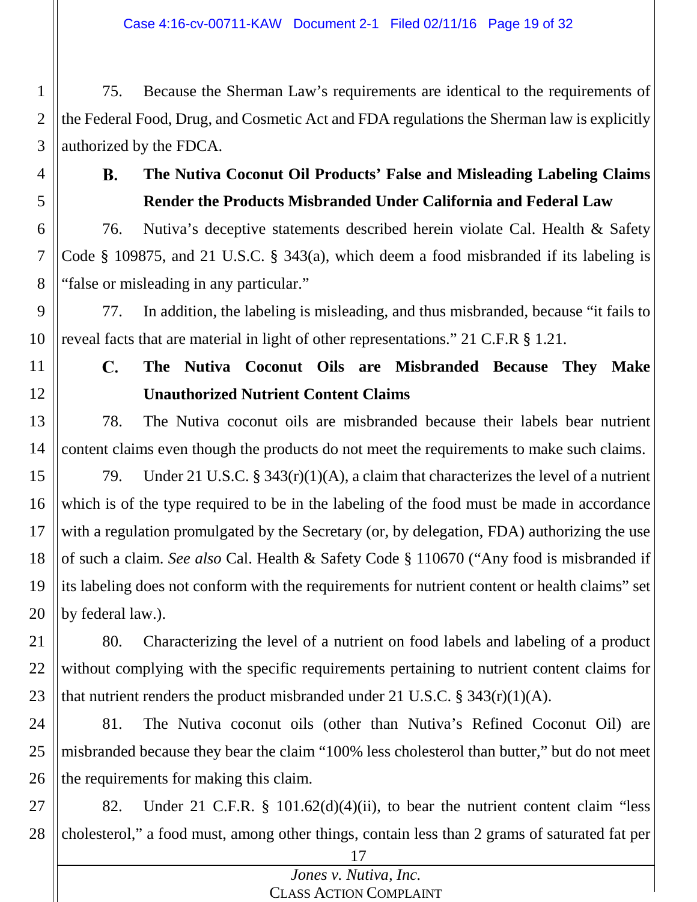75. Because the Sherman Law's requirements are identical to the requirements of the Federal Food, Drug, and Cosmetic Act and FDA regulations the Sherman law is explicitly authorized by the FDCA.

### B. The Nutiva Coconut Oil Products' False and Misleading Labeling Claims Render the Products Misbranded Under California and Federal Law

76. Nutiva's deceptive statements described herein violate Cal. Health & Safety Code § 109875, and 21 U.S.C. § 343(a), which deem a food misbranded if its labeling is "false or misleading in any particular."

77. In addition, the labeling is misleading, and thus misbranded, because "it fails to reveal facts that are material in light of other representations." 21 C.F.R § 1.21.

### C. The Nutiva Coconut Oils are Misbranded Because They Make Unauthorized Nutrient Content Claims

78. The Nutiva coconut oils are misbranded because their labels bear nutrient content claims even though the products do not meet the requirements to make such claims.

79. Under 21 U.S.C. § 343(r)(1)(A), a claim that characterizes the level of a nutrient which is of the type required to be in the labeling of the food must be made in accordance with a regulation promulgated by the Secretary (or, by delegation, FDA) authorizing the use of such a claim. *See also* Cal. Health & Safety Code § 110670 ("Any food is misbranded if its labeling does not conform with the requirements for nutrient content or health claims" set by federal law.).

80. Characterizing the level of a nutrient on food labels and labeling of a product without complying with the specific requirements pertaining to nutrient content claims for that nutrient renders the product misbranded under 21 U.S.C. § 343(r)(1)(A).

81. The Nutiva coconut oils (other than Nutiva's Refined Coconut Oil) are misbranded because they bear the claim "100% less cholesterol than butter," but do not meet the requirements for making this claim.

82. Under 21 C.F.R. § 101.62(d)(4)(ii), to bear the nutrient content claim "less cholesterol," a food must, among other things, contain less than 2 grams of saturated fat per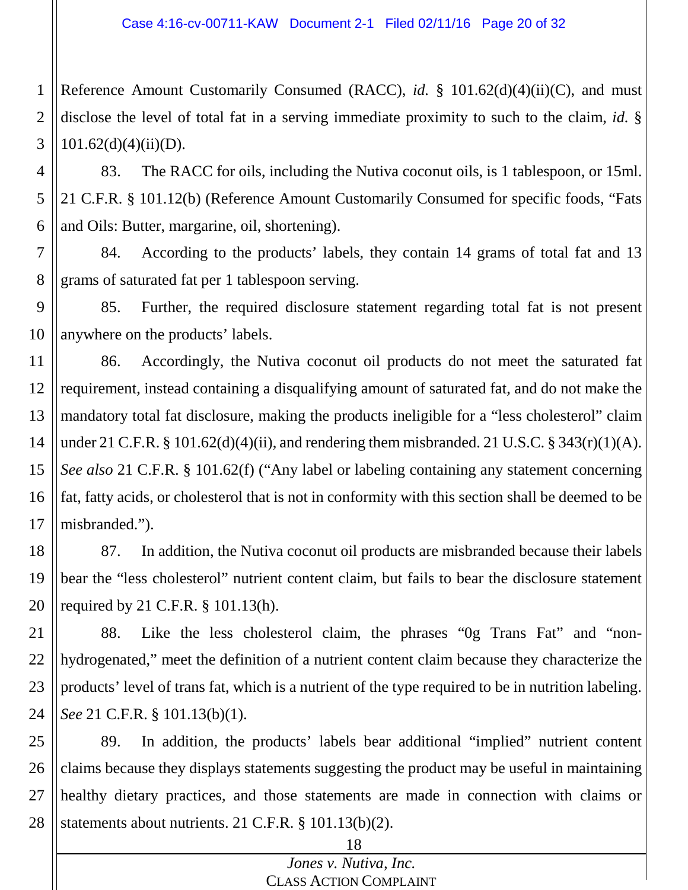Reference Amount Customarily Consumed (RACC), *id.* § 101.62(d)(4)(ii)(C), and must disclose the level of total fat in a serving immediate proximity to such to the claim, *id.* § 101.62(d)(4)(ii)(D).

83. The RACC for oils, including the Nutiva coconut oils, is 1 tablespoon, or 15ml. 21 C.F.R. § 101.12(b) (Reference Amount Customarily Consumed for specific foods, "Fats and Oils: Butter, margarine, oil, shortening).

84. According to the products' labels, they contain 14 grams of total fat and 13 grams of saturated fat per 1 tablespoon serving.

85. Further, the required disclosure statement regarding total fat is not present anywhere on the products' labels.

86. Accordingly, the Nutiva coconut oil products do not meet the saturated fat requirement, instead containing a disqualifying amount of saturated fat, and do not make the mandatory total fat disclosure, making the products ineligible for a "less cholesterol" claim under 21 C.F.R. § 101.62(d)(4)(ii), and rendering them misbranded. 21 U.S.C. § 343(r)(1)(A). *See also* 21 C.F.R. § 101.62(f) ("Any label or labeling containing any statement concerning fat, fatty acids, or cholesterol that is not in conformity with this section shall be deemed to be misbranded.").

87. In addition, the Nutiva coconut oil products are misbranded because their labels bear the "less cholesterol" nutrient content claim, but fails to bear the disclosure statement required by 21 C.F.R. § 101.13(h).

88. Like the less cholesterol claim, the phrases "0g Trans Fat" and "non-hydrogenated," meet the definition of a nutrient content claim because they characterize the products' level of trans fat, which is a nutrient of the type required to be in nutrition labeling. *See* 21 C.F.R. § 101.13(b)(1).

89. In addition, the products' labels bear additional "implied" nutrient content claims because they displays statements suggesting the product may be useful in maintaining healthy dietary practices, and those statements are made in connection with claims or statements about nutrients. 21 C.F.R. § 101.13(b)(2).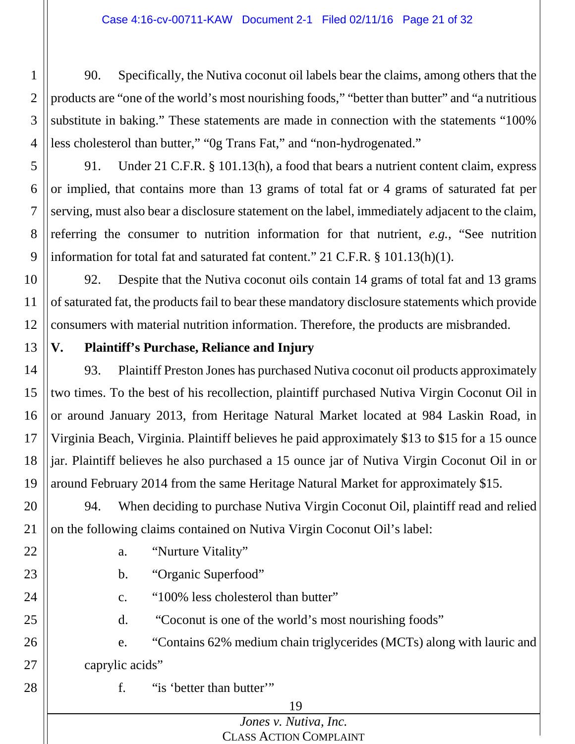90. Specifically, the Nutiva coconut oil labels bear the claims, among others that the products are "one of the world's most nourishing foods," "better than butter" and "a nutritious substitute in baking." These statements are made in connection with the statements "100% less cholesterol than butter," "0g Trans Fat," and "non-hydrogenated."

91. Under 21 C.F.R. § 101.13(h), a food that bears a nutrient content claim, express or implied, that contains more than 13 grams of total fat or 4 grams of saturated fat per serving, must also bear a disclosure statement on the label, immediately adjacent to the claim, referring the consumer to nutrition information for that nutrient, *e.g.*, "See nutrition information for total fat and saturated fat content." 21 C.F.R. § 101.13(h)(1).

92. Despite that the Nutiva coconut oils contain 14 grams of total fat and 13 grams of saturated fat, the products fail to bear these mandatory disclosure statements which provide consumers with material nutrition information. Therefore, the products are misbranded.

## V. Plaintiff's Purchase, Reliance and Injury

93. Plaintiff Preston Jones has purchased Nutiva coconut oil products approximately two times. To the best of his recollection, plaintiff purchased Nutiva Virgin Coconut Oil in or around January 2013, from Heritage Natural Market located at 984 Laskin Road, in Virginia Beach, Virginia. Plaintiff believes he paid approximately $13 to $15 for a 15 ounce jar. Plaintiff believes he also purchased a 15 ounce jar of Nutiva Virgin Coconut Oil in or around February 2014 from the same Heritage Natural Market for approximately $15.

94. When deciding to purchase Nutiva Virgin Coconut Oil, plaintiff read and relied on the following claims contained on Nutiva Virgin Coconut Oil's label:

a. "Nurture Vitality"

b. "Organic Superfood"

c. "100% less cholesterol than butter"

d. "Coconut is one of the world's most nourishing foods"

e. "Contains 62% medium chain triglycerides (MCTs) along with lauric and caprylic acids"

f. "is 'better than butter'"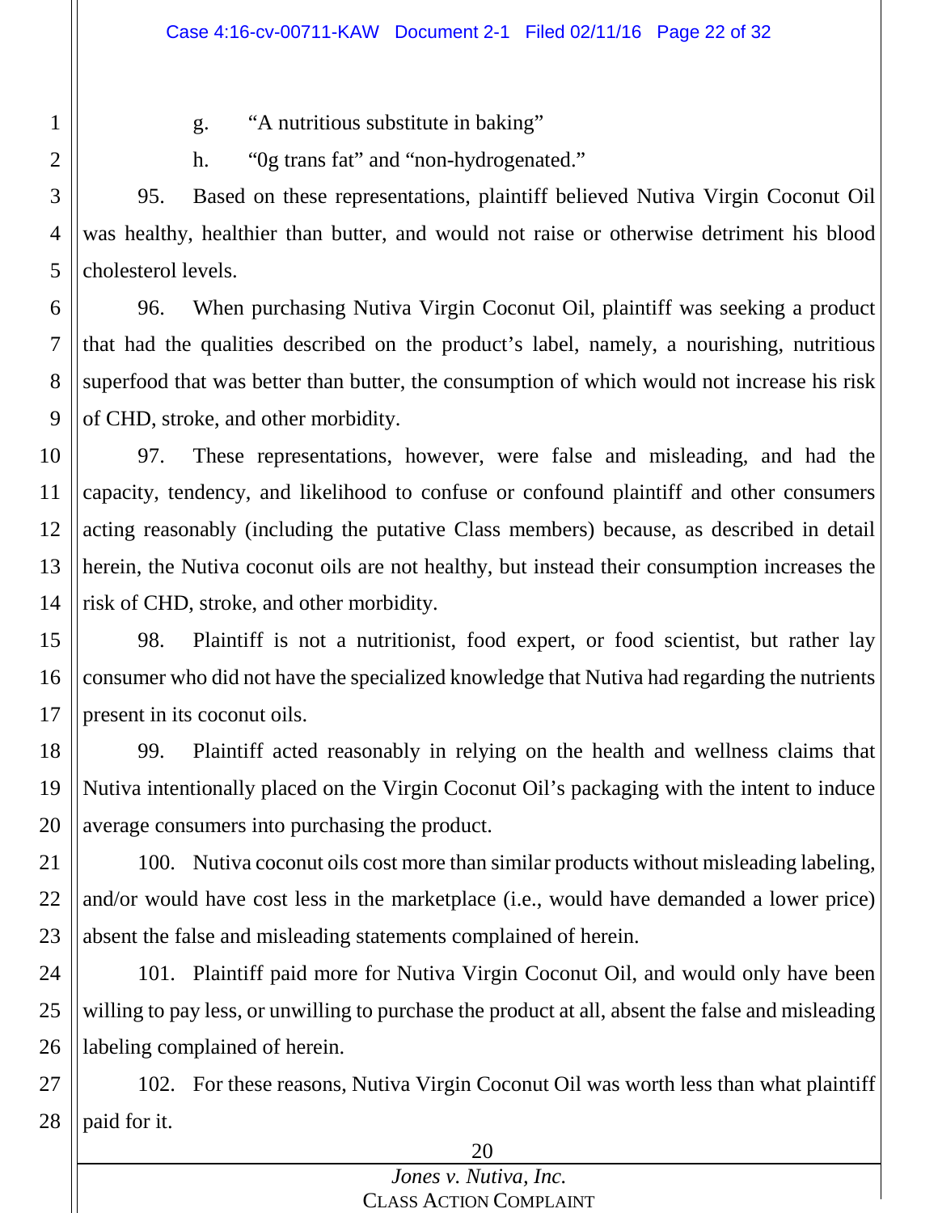g. "A nutritious substitute in baking"

h. "0g trans fat" and "non-hydrogenated."

95. Based on these representations, plaintiff believed Nutiva Virgin Coconut Oil was healthy, healthier than butter, and would not raise or otherwise detriment his blood cholesterol levels.

96. When purchasing Nutiva Virgin Coconut Oil, plaintiff was seeking a product that had the qualities described on the product's label, namely, a nourishing, nutritious superfood that was better than butter, the consumption of which would not increase his risk of CHD, stroke, and other morbidity.

97. These representations, however, were false and misleading, and had the capacity, tendency, and likelihood to confuse or confound plaintiff and other consumers acting reasonably (including the putative Class members) because, as described in detail herein, the Nutiva coconut oils are not healthy, but instead their consumption increases the risk of CHD, stroke, and other morbidity.

98. Plaintiff is not a nutritionist, food expert, or food scientist, but rather lay consumer who did not have the specialized knowledge that Nutiva had regarding the nutrients present in its coconut oils.

99. Plaintiff acted reasonably in relying on the health and wellness claims that Nutiva intentionally placed on the Virgin Coconut Oil's packaging with the intent to induce average consumers into purchasing the product.

100. Nutiva coconut oils cost more than similar products without misleading labeling, and/or would have cost less in the marketplace (i.e., would have demanded a lower price) absent the false and misleading statements complained of herein.

101. Plaintiff paid more for Nutiva Virgin Coconut Oil, and would only have been willing to pay less, or unwilling to purchase the product at all, absent the false and misleading labeling complained of herein.

102. For these reasons, Nutiva Virgin Coconut Oil was worth less than what plaintiff paid for it.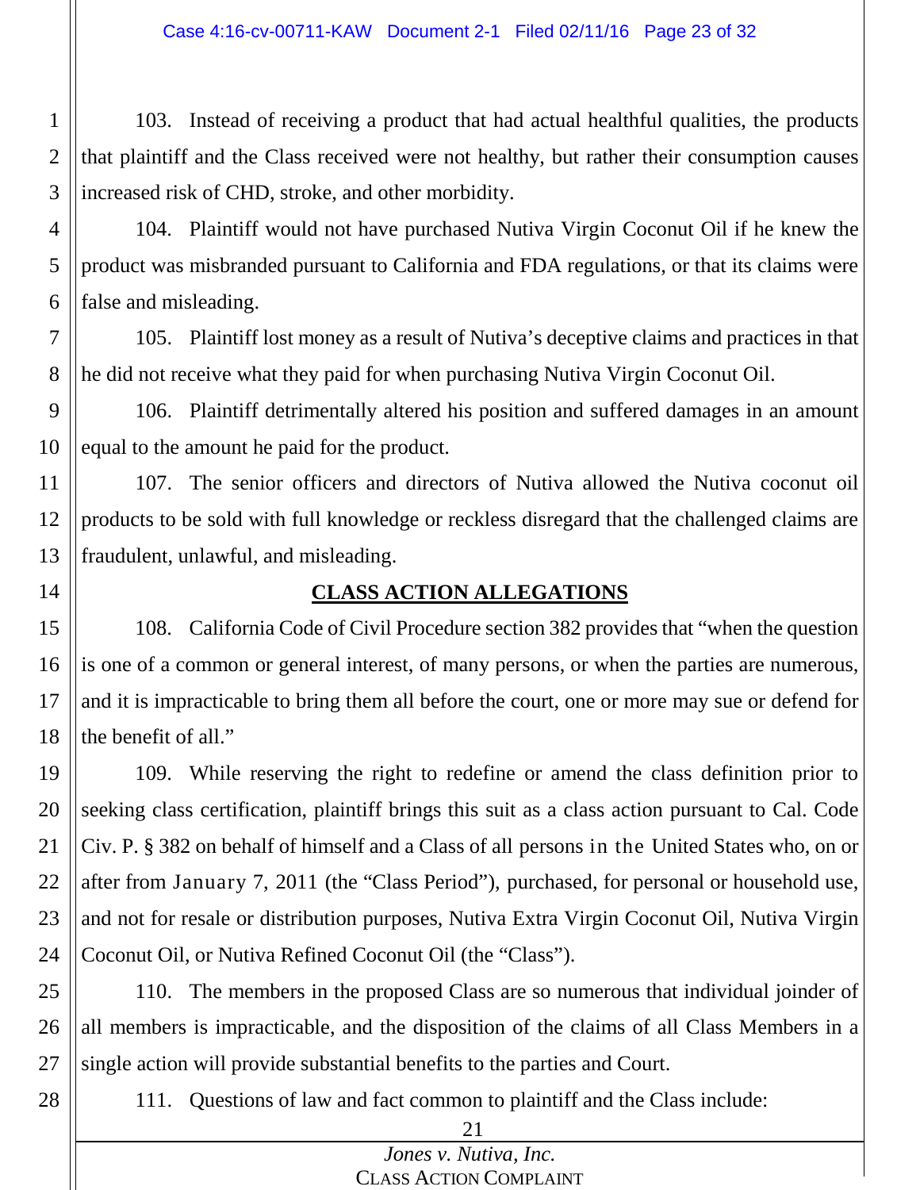103. Instead of receiving a product that had actual healthful qualities, the products that plaintiff and the Class received were not healthy, but rather their consumption causes increased risk of CHD, stroke, and other morbidity.

104. Plaintiff would not have purchased Nutiva Virgin Coconut Oil if he knew the product was misbranded pursuant to California and FDA regulations, or that its claims were false and misleading.

105. Plaintiff lost money as a result of Nutiva's deceptive claims and practices in that he did not receive what they paid for when purchasing Nutiva Virgin Coconut Oil.

106. Plaintiff detrimentally altered his position and suffered damages in an amount equal to the amount he paid for the product.

107. The senior officers and directors of Nutiva allowed the Nutiva coconut oil products to be sold with full knowledge or reckless disregard that the challenged claims are fraudulent, unlawful, and misleading.

## CLASS ACTION ALLEGATIONS

108. California Code of Civil Procedure section 382 provides that "when the question is one of a common or general interest, of many persons, or when the parties are numerous, and it is impracticable to bring them all before the court, one or more may sue or defend for the benefit of all."

109. While reserving the right to redefine or amend the class definition prior to seeking class certification, plaintiff brings this suit as a class action pursuant to Cal. Code Civ. P. § 382 on behalf of himself and a Class of all persons in the United States who, on or after from January 7, 2011 (the "Class Period"), purchased, for personal or household use, and not for resale or distribution purposes, Nutiva Extra Virgin Coconut Oil, Nutiva Virgin Coconut Oil, or Nutiva Refined Coconut Oil (the "Class").

110. The members in the proposed Class are so numerous that individual joinder of all members is impracticable, and the disposition of the claims of all Class Members in a single action will provide substantial benefits to the parties and Court.

111. Questions of law and fact common to plaintiff and the Class include: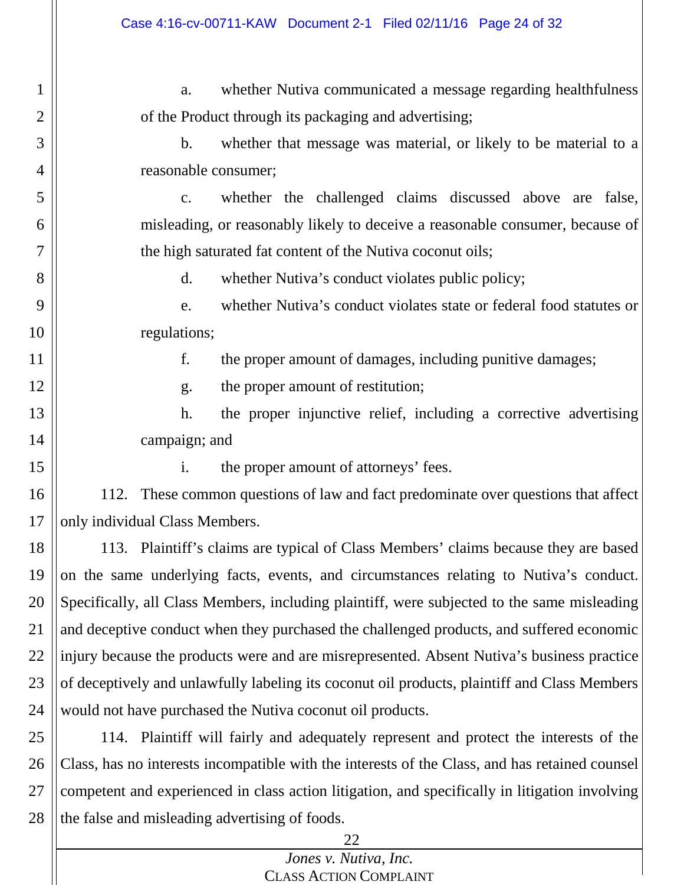a. whether Nutiva communicated a message regarding healthfulness of the Product through its packaging and advertising;

b. whether that message was material, or likely to be material to a reasonable consumer;

c. whether the challenged claims discussed above are false, misleading, or reasonably likely to deceive a reasonable consumer, because of the high saturated fat content of the Nutiva coconut oils;

d. whether Nutiva's conduct violates public policy;

e. whether Nutiva's conduct violates state or federal food statutes or regulations;

f. the proper amount of damages, including punitive damages;

g. the proper amount of restitution;

h. the proper injunctive relief, including a corrective advertising campaign; and

i. the proper amount of attorneys' fees.

112. These common questions of law and fact predominate over questions that affect only individual Class Members.

113. Plaintiff's claims are typical of Class Members' claims because they are based on the same underlying facts, events, and circumstances relating to Nutiva's conduct. Specifically, all Class Members, including plaintiff, were subjected to the same misleading and deceptive conduct when they purchased the challenged products, and suffered economic injury because the products were and are misrepresented. Absent Nutiva's business practice of deceptively and unlawfully labeling its coconut oil products, plaintiff and Class Members would not have purchased the Nutiva coconut oil products.

114. Plaintiff will fairly and adequately represent and protect the interests of the Class, has no interests incompatible with the interests of the Class, and has retained counsel competent and experienced in class action litigation, and specifically in litigation involving the false and misleading advertising of foods.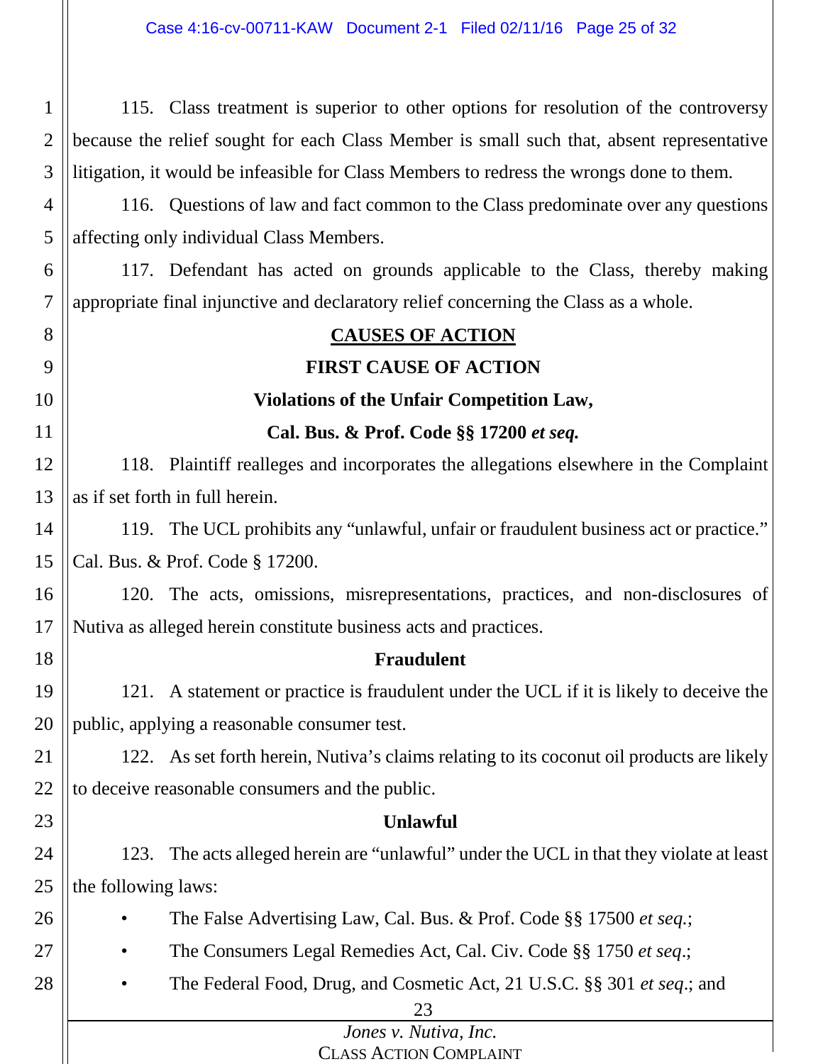115. Class treatment is superior to other options for resolution of the controversy because the relief sought for each Class Member is small such that, absent representative litigation, it would be infeasible for Class Members to redress the wrongs done to them.

116. Questions of law and fact common to the Class predominate over any questions affecting only individual Class Members.

117. Defendant has acted on grounds applicable to the Class, thereby making appropriate final injunctive and declaratory relief concerning the Class as a whole.

## CAUSES OF ACTION

### FIRST CAUSE OF ACTION

### Violations of the Unfair Competition Law, Cal. Bus. & Prof. Code §§ 17200 *et seq.*

118. Plaintiff realleges and incorporates the allegations elsewhere in the Complaint as if set forth in full herein.

119. The UCL prohibits any "unlawful, unfair or fraudulent business act or practice." Cal. Bus. & Prof. Code § 17200.

120. The acts, omissions, misrepresentations, practices, and non-disclosures of Nutiva as alleged herein constitute business acts and practices.

**Fraudulent**

121. A statement or practice is fraudulent under the UCL if it is likely to deceive the public, applying a reasonable consumer test.

122. As set forth herein, Nutiva's claims relating to its coconut oil products are likely to deceive reasonable consumers and the public.

**Unlawful**

123. The acts alleged herein are "unlawful" under the UCL in that they violate at least the following laws:

- The False Advertising Law, Cal. Bus. & Prof. Code §§ 17500 *et seq.*;
- The Consumers Legal Remedies Act, Cal. Civ. Code §§ 1750 *et seq*.;
- The Federal Food, Drug, and Cosmetic Act, 21 U.S.C. §§ 301 *et seq*.; and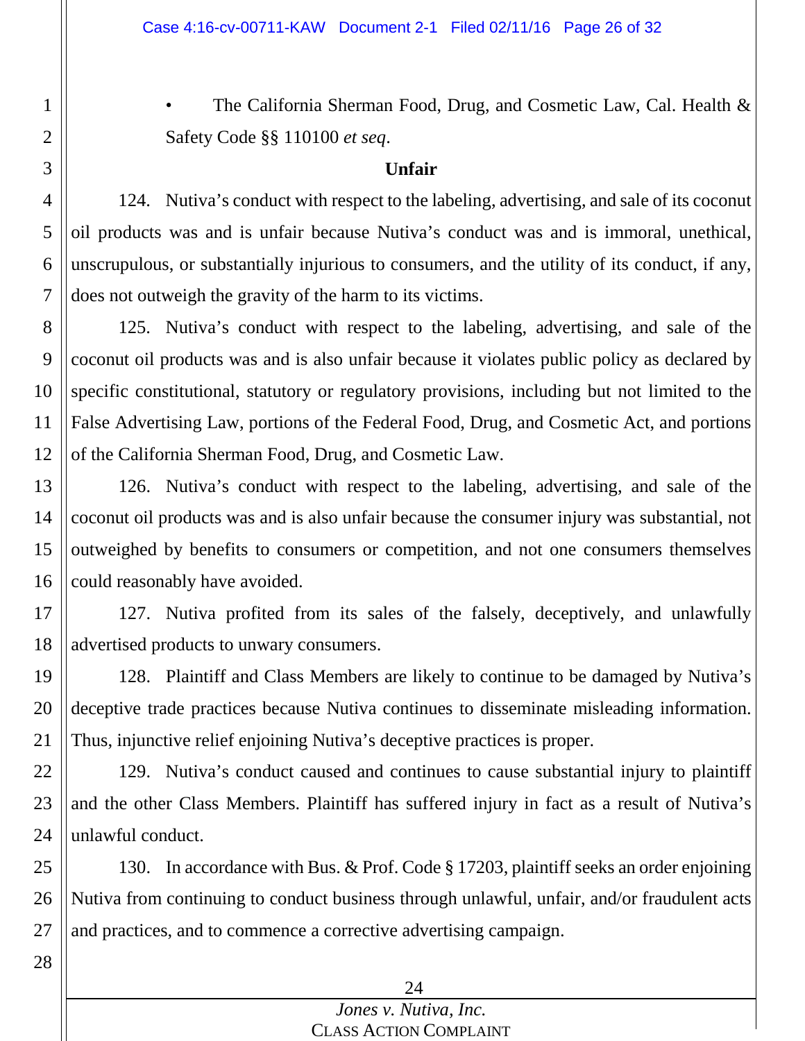- The California Sherman Food, Drug, and Cosmetic Law, Cal. Health & Safety Code §§ 110100 *et seq*.

**Unfair**

124. Nutiva's conduct with respect to the labeling, advertising, and sale of its coconut oil products was and is unfair because Nutiva's conduct was and is immoral, unethical, unscrupulous, or substantially injurious to consumers, and the utility of its conduct, if any, does not outweigh the gravity of the harm to its victims.

125. Nutiva's conduct with respect to the labeling, advertising, and sale of the coconut oil products was and is also unfair because it violates public policy as declared by specific constitutional, statutory or regulatory provisions, including but not limited to the False Advertising Law, portions of the Federal Food, Drug, and Cosmetic Act, and portions of the California Sherman Food, Drug, and Cosmetic Law.

126. Nutiva's conduct with respect to the labeling, advertising, and sale of the coconut oil products was and is also unfair because the consumer injury was substantial, not outweighed by benefits to consumers or competition, and not one consumers themselves could reasonably have avoided.

127. Nutiva profited from its sales of the falsely, deceptively, and unlawfully advertised products to unwary consumers.

128. Plaintiff and Class Members are likely to continue to be damaged by Nutiva's deceptive trade practices because Nutiva continues to disseminate misleading information. Thus, injunctive relief enjoining Nutiva's deceptive practices is proper.

129. Nutiva's conduct caused and continues to cause substantial injury to plaintiff and the other Class Members. Plaintiff has suffered injury in fact as a result of Nutiva's unlawful conduct.

130. In accordance with Bus. & Prof. Code § 17203, plaintiff seeks an order enjoining Nutiva from continuing to conduct business through unlawful, unfair, and/or fraudulent acts and practices, and to commence a corrective advertising campaign.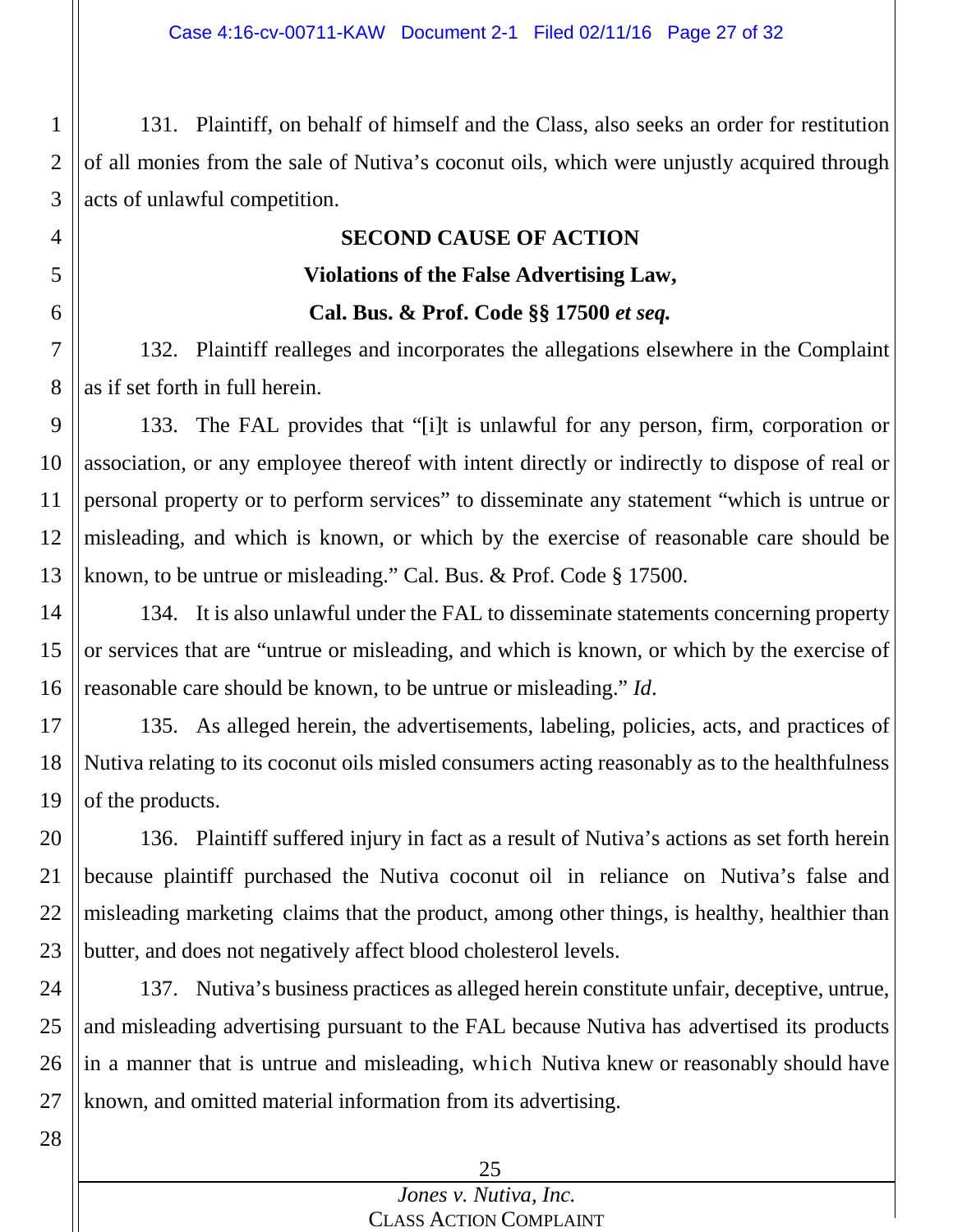131. Plaintiff, on behalf of himself and the Class, also seeks an order for restitution of all monies from the sale of Nutiva's coconut oils, which were unjustly acquired through acts of unlawful competition.

**SECOND CAUSE OF ACTION**

**Violations of the False Advertising Law,**

**Cal. Bus. & Prof. Code §§ 17500 *et seq.***

132. Plaintiff realleges and incorporates the allegations elsewhere in the Complaint as if set forth in full herein.

133. The FAL provides that "[i]t is unlawful for any person, firm, corporation or association, or any employee thereof with intent directly or indirectly to dispose of real or personal property or to perform services" to disseminate any statement "which is untrue or misleading, and which is known, or which by the exercise of reasonable care should be known, to be untrue or misleading." Cal. Bus. & Prof. Code § 17500.

134. It is also unlawful under the FAL to disseminate statements concerning property or services that are "untrue or misleading, and which is known, or which by the exercise of reasonable care should be known, to be untrue or misleading." *Id*.

135. As alleged herein, the advertisements, labeling, policies, acts, and practices of Nutiva relating to its coconut oils misled consumers acting reasonably as to the healthfulness of the products.

136. Plaintiff suffered injury in fact as a result of Nutiva's actions as set forth herein because plaintiff purchased the Nutiva coconut oil in reliance on Nutiva's false and misleading marketing claims that the product, among other things, is healthy, healthier than butter, and does not negatively affect blood cholesterol levels.

137. Nutiva's business practices as alleged herein constitute unfair, deceptive, untrue, and misleading advertising pursuant to the FAL because Nutiva has advertised its products in a manner that is untrue and misleading, which Nutiva knew or reasonably should have known, and omitted material information from its advertising.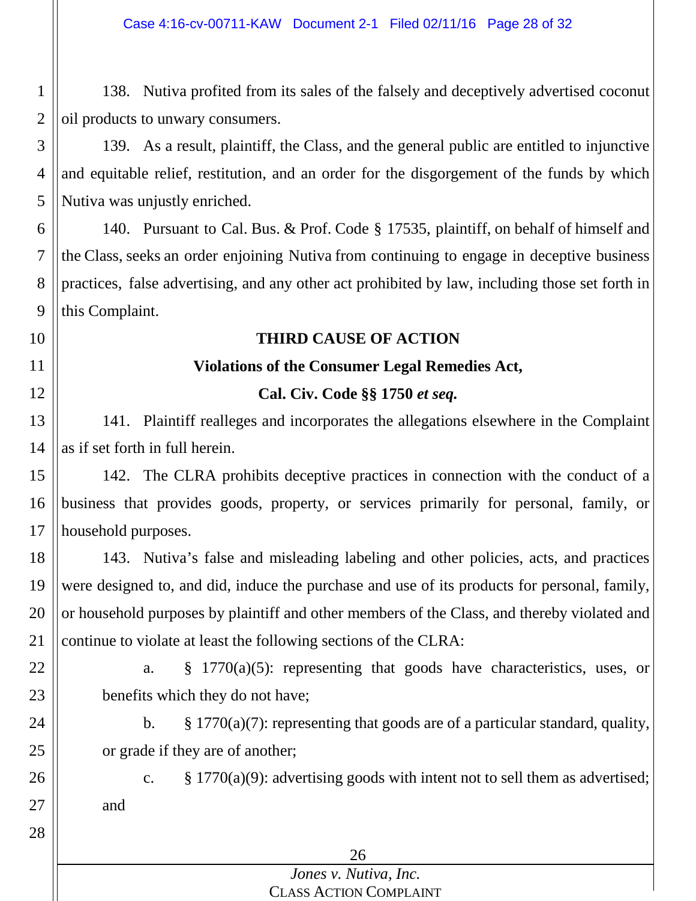138. Nutiva profited from its sales of the falsely and deceptively advertised coconut oil products to unwary consumers.

139. As a result, plaintiff, the Class, and the general public are entitled to injunctive and equitable relief, restitution, and an order for the disgorgement of the funds by which Nutiva was unjustly enriched.

140. Pursuant to Cal. Bus. & Prof. Code § 17535, plaintiff, on behalf of himself and the Class, seeks an order enjoining Nutiva from continuing to engage in deceptive business practices, false advertising, and any other act prohibited by law, including those set forth in this Complaint.

**THIRD CAUSE OF ACTION**

**Violations of the Consumer Legal Remedies Act,**

**Cal. Civ. Code §§ 1750 *et seq.***

141. Plaintiff realleges and incorporates the allegations elsewhere in the Complaint as if set forth in full herein.

142. The CLRA prohibits deceptive practices in connection with the conduct of a business that provides goods, property, or services primarily for personal, family, or household purposes.

143. Nutiva's false and misleading labeling and other policies, acts, and practices were designed to, and did, induce the purchase and use of its products for personal, family, or household purposes by plaintiff and other members of the Class, and thereby violated and continue to violate at least the following sections of the CLRA:

a. § 1770(a)(5): representing that goods have characteristics, uses, or benefits which they do not have;

b. § 1770(a)(7): representing that goods are of a particular standard, quality, or grade if they are of another;

c. § 1770(a)(9): advertising goods with intent not to sell them as advertised; and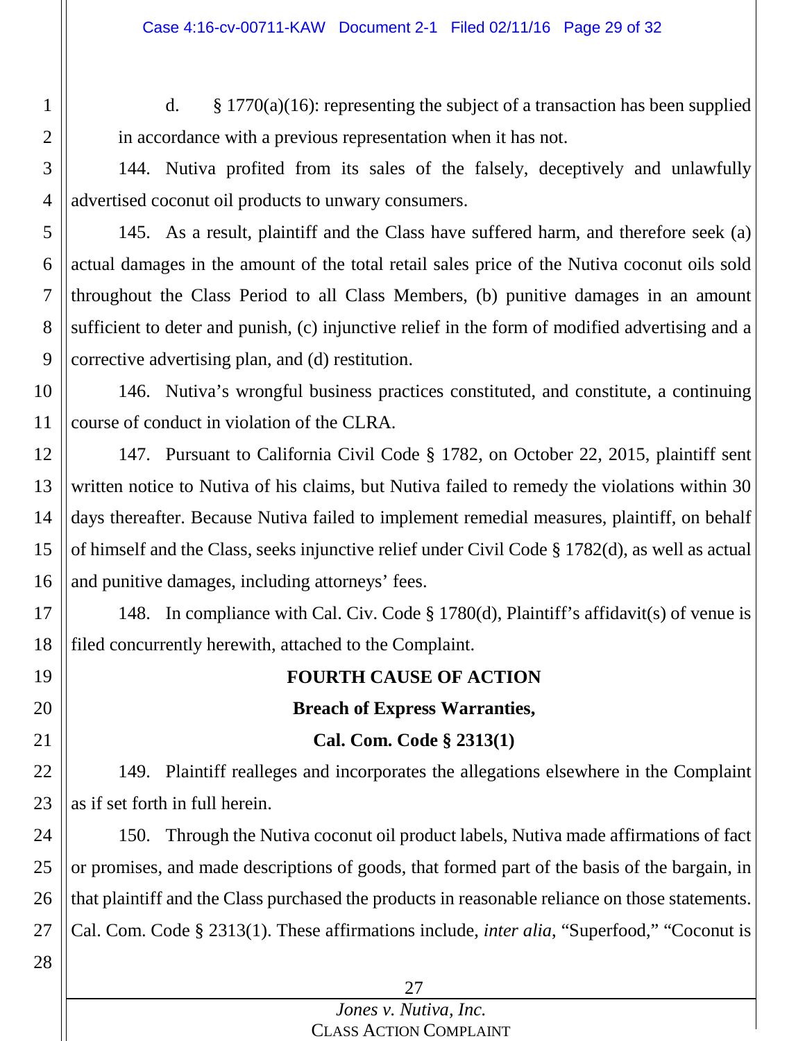d. § 1770(a)(16): representing the subject of a transaction has been supplied in accordance with a previous representation when it has not.

144. Nutiva profited from its sales of the falsely, deceptively and unlawfully advertised coconut oil products to unwary consumers.

145. As a result, plaintiff and the Class have suffered harm, and therefore seek (a) actual damages in the amount of the total retail sales price of the Nutiva coconut oils sold throughout the Class Period to all Class Members, (b) punitive damages in an amount sufficient to deter and punish, (c) injunctive relief in the form of modified advertising and a corrective advertising plan, and (d) restitution.

146. Nutiva's wrongful business practices constituted, and constitute, a continuing course of conduct in violation of the CLRA.

147. Pursuant to California Civil Code § 1782, on October 22, 2015, plaintiff sent written notice to Nutiva of his claims, but Nutiva failed to remedy the violations within 30 days thereafter. Because Nutiva failed to implement remedial measures, plaintiff, on behalf of himself and the Class, seeks injunctive relief under Civil Code § 1782(d), as well as actual and punitive damages, including attorneys' fees.

148. In compliance with Cal. Civ. Code § 1780(d), Plaintiff's affidavit(s) of venue is filed concurrently herewith, attached to the Complaint.

**FOURTH CAUSE OF ACTION**

**Breach of Express Warranties,**

**Cal. Com. Code § 2313(1)**

149. Plaintiff realleges and incorporates the allegations elsewhere in the Complaint as if set forth in full herein.

150. Through the Nutiva coconut oil product labels, Nutiva made affirmations of fact or promises, and made descriptions of goods, that formed part of the basis of the bargain, in that plaintiff and the Class purchased the products in reasonable reliance on those statements. Cal. Com. Code § 2313(1). These affirmations include, *inter alia*, "Superfood," "Coconut is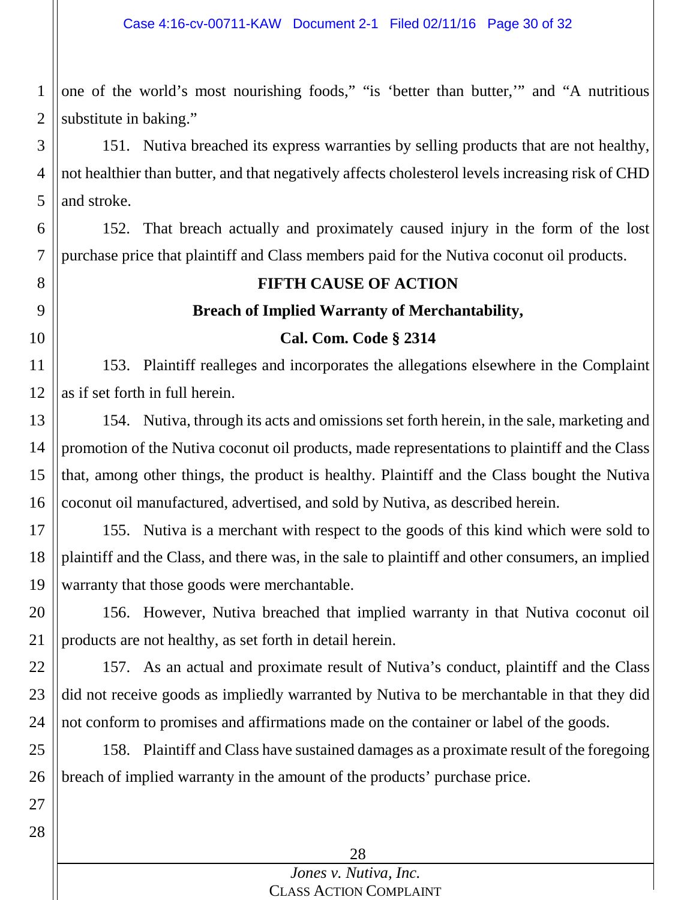one of the world's most nourishing foods," "is 'better than butter,'" and "A nutritious substitute in baking."

151. Nutiva breached its express warranties by selling products that are not healthy, not healthier than butter, and that negatively affects cholesterol levels increasing risk of CHD and stroke.

152. That breach actually and proximately caused injury in the form of the lost purchase price that plaintiff and Class members paid for the Nutiva coconut oil products.

**FIFTH CAUSE OF ACTION**

**Breach of Implied Warranty of Merchantability,**

**Cal. Com. Code § 2314**

153. Plaintiff realleges and incorporates the allegations elsewhere in the Complaint as if set forth in full herein.

154. Nutiva, through its acts and omissions set forth herein, in the sale, marketing and promotion of the Nutiva coconut oil products, made representations to plaintiff and the Class that, among other things, the product is healthy. Plaintiff and the Class bought the Nutiva coconut oil manufactured, advertised, and sold by Nutiva, as described herein.

155. Nutiva is a merchant with respect to the goods of this kind which were sold to plaintiff and the Class, and there was, in the sale to plaintiff and other consumers, an implied warranty that those goods were merchantable.

156. However, Nutiva breached that implied warranty in that Nutiva coconut oil products are not healthy, as set forth in detail herein.

157. As an actual and proximate result of Nutiva's conduct, plaintiff and the Class did not receive goods as impliedly warranted by Nutiva to be merchantable in that they did not conform to promises and affirmations made on the container or label of the goods.

158. Plaintiff and Class have sustained damages as a proximate result of the foregoing breach of implied warranty in the amount of the products' purchase price.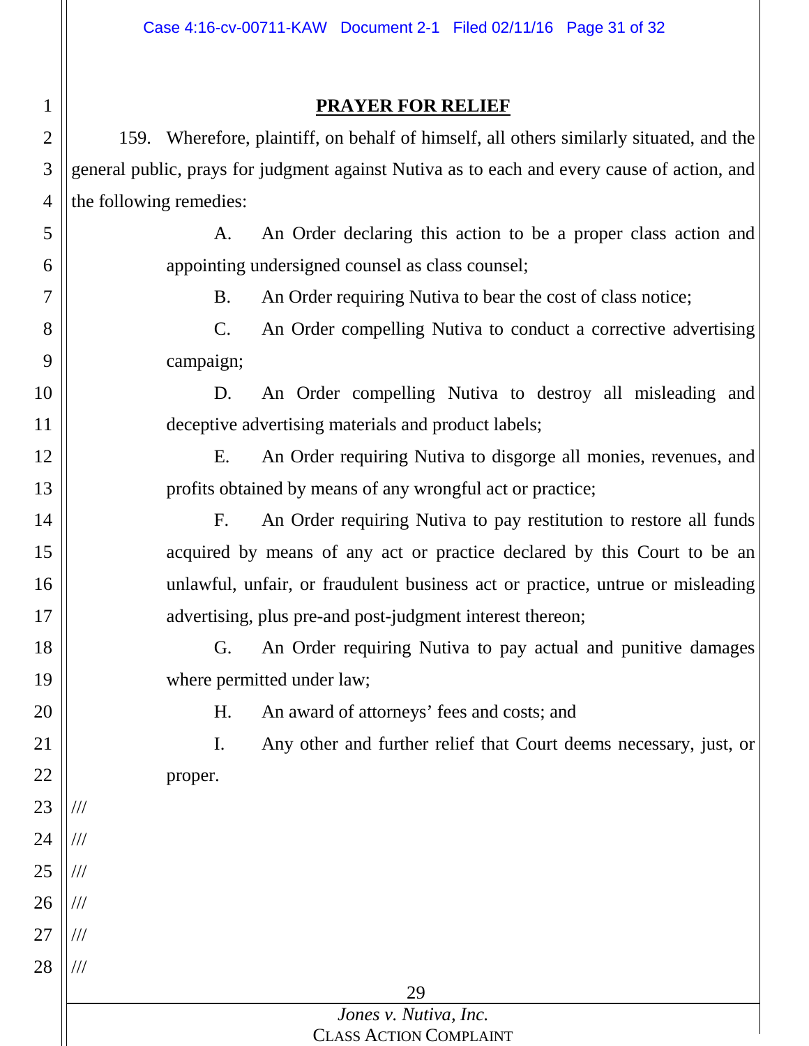## PRAYER FOR RELIEF

159. Wherefore, plaintiff, on behalf of himself, all others similarly situated, and the general public, prays for judgment against Nutiva as to each and every cause of action, and the following remedies:

A. An Order declaring this action to be a proper class action and appointing undersigned counsel as class counsel;

B. An Order requiring Nutiva to bear the cost of class notice;

C. An Order compelling Nutiva to conduct a corrective advertising campaign;

D. An Order compelling Nutiva to destroy all misleading and deceptive advertising materials and product labels;

E. An Order requiring Nutiva to disgorge all monies, revenues, and profits obtained by means of any wrongful act or practice;

F. An Order requiring Nutiva to pay restitution to restore all funds acquired by means of any act or practice declared by this Court to be an unlawful, unfair, or fraudulent business act or practice, untrue or misleading advertising, plus pre-and post-judgment interest thereon;

G. An Order requiring Nutiva to pay actual and punitive damages where permitted under law;

H. An award of attorneys' fees and costs; and

I. Any other and further relief that Court deems necessary, just, or proper.

///

///

///

///

///

///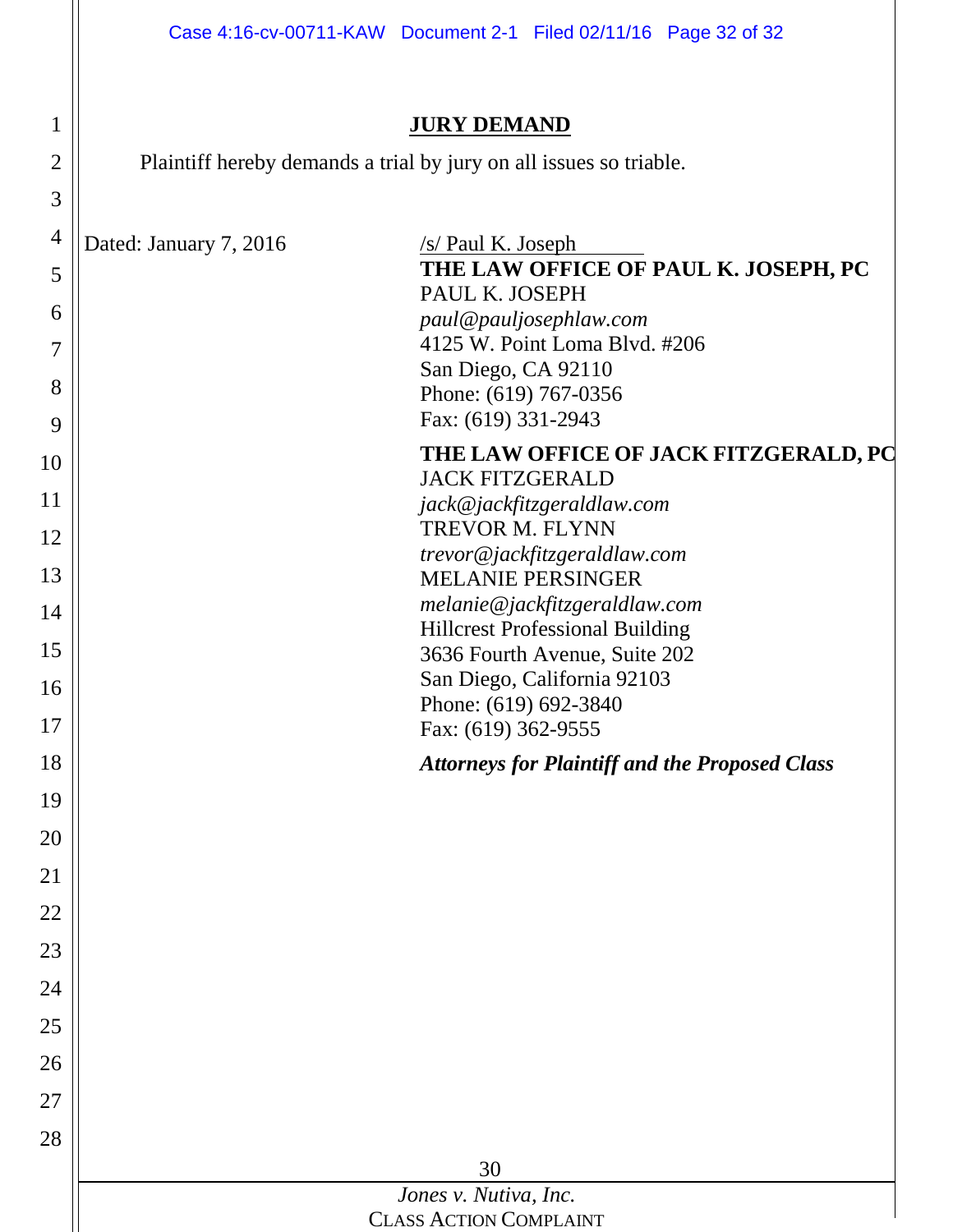**JURY DEMAND**

Plaintiff hereby demands a trial by jury on all issues so triable.

Dated: January 7, 2016

/s/ Paul K. Joseph
**THE LAW OFFICE OF PAUL K. JOSEPH, PC**
PAUL K. JOSEPH
*paul@pauljosephlaw.com*
4125 W. Point Loma Blvd. #206
San Diego, CA 92110
Phone: (619) 767-0356
Fax: (619) 331-2943

**THE LAW OFFICE OF JACK FITZGERALD, PC**
JACK FITZGERALD
*jack@jackfitzgeraldlaw.com*
TREVOR M. FLYNN
*trevor@jackfitzgeraldlaw.com*
MELANIE PERSINGER
*melanie@jackfitzgeraldlaw.com*
Hillcrest Professional Building
3636 Fourth Avenue, Suite 202
San Diego, California 92103
Phone: (619) 692-3840
Fax: (619) 362-9555

***Attorneys for Plaintiff and the Proposed Class***